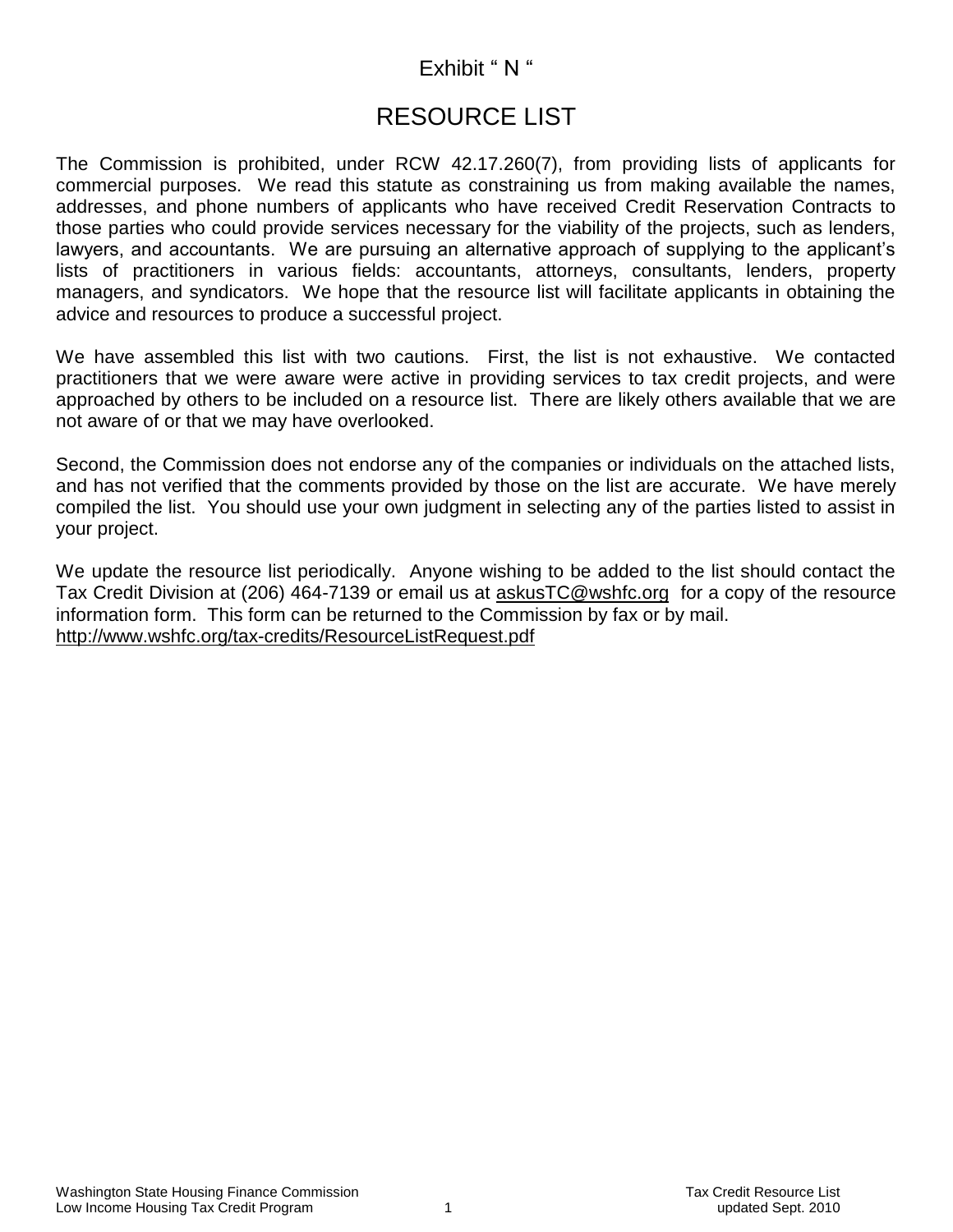Exhibit " N "

# RESOURCE LIST

The Commission is prohibited, under RCW 42.17.260(7), from providing lists of applicants for commercial purposes. We read this statute as constraining us from making available the names, addresses, and phone numbers of applicants who have received Credit Reservation Contracts to those parties who could provide services necessary for the viability of the projects, such as lenders, lawyers, and accountants. We are pursuing an alternative approach of supplying to the applicant's lists of practitioners in various fields: accountants, attorneys, consultants, lenders, property managers, and syndicators. We hope that the resource list will facilitate applicants in obtaining the advice and resources to produce a successful project.

We have assembled this list with two cautions. First, the list is not exhaustive. We contacted practitioners that we were aware were active in providing services to tax credit projects, and were approached by others to be included on a resource list. There are likely others available that we are not aware of or that we may have overlooked.

Second, the Commission does not endorse any of the companies or individuals on the attached lists, and has not verified that the comments provided by those on the list are accurate. We have merely compiled the list. You should use your own judgment in selecting any of the parties listed to assist in your project.

We update the resource list periodically. Anyone wishing to be added to the list should contact the Tax Credit Division at (206) 464-7139 or email us at askusTC@wshfc.org for a copy of the resource information form. This form can be returned to the Commission by fax or by mail.
http://www.wshfc.org/tax-credits/ResourceListRequest.pdf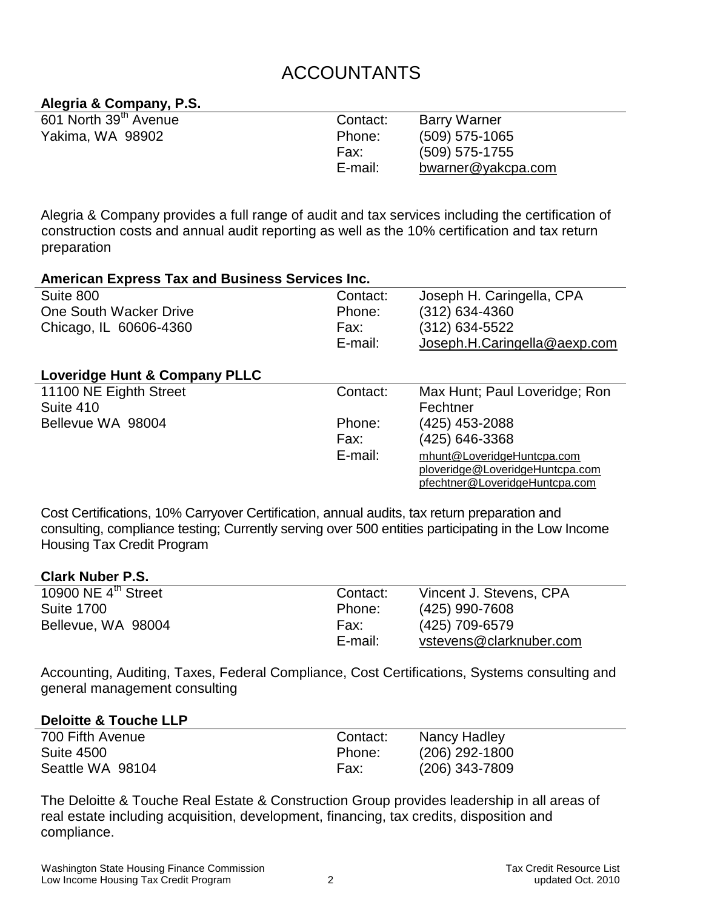# ACCOUNTANTS

### Alegria & Company, P.S.

601 North 39th Avenue
Yakima, WA 98902

Contact: Barry Warner
Phone: (509) 575-1065
Fax: (509) 575-1755
E-mail: bwarner@yakcpa.com

Alegria & Company provides a full range of audit and tax services including the certification of construction costs and annual audit reporting as well as the 10% certification and tax return preparation

### American Express Tax and Business Services Inc.

Suite 800
One South Wacker Drive
Chicago, IL 60606-4360

Contact: Joseph H. Caringella, CPA
Phone: (312) 634-4360
Fax: (312) 634-5522
E-mail: Joseph.H.Caringella@aexp.com

### Loveridge Hunt & Company PLLC

11100 NE Eighth Street
Suite 410
Bellevue WA 98004

Contact: Max Hunt; Paul Loveridge; Ron Fechtner
Phone: (425) 453-2088
Fax: (425) 646-3368
E-mail: mhunt@LoveridgeHuntcpa.com
ploveridge@LoveridgeHuntcpa.com
pfechtner@LoveridgeHuntcpa.com

Cost Certifications, 10% Carryover Certification, annual audits, tax return preparation and consulting, compliance testing; Currently serving over 500 entities participating in the Low Income Housing Tax Credit Program

### Clark Nuber P.S.

10900 NE 4th Street
Suite 1700
Bellevue, WA 98004

Contact: Vincent J. Stevens, CPA
Phone: (425) 990-7608
Fax: (425) 709-6579
E-mail: vstevens@clarknuber.com

Accounting, Auditing, Taxes, Federal Compliance, Cost Certifications, Systems consulting and general management consulting

### Deloitte & Touche LLP

700 Fifth Avenue
Suite 4500
Seattle WA 98104

Contact: Nancy Hadley
Phone: (206) 292-1800
Fax: (206) 343-7809

The Deloitte & Touche Real Estate & Construction Group provides leadership in all areas of real estate including acquisition, development, financing, tax credits, disposition and compliance.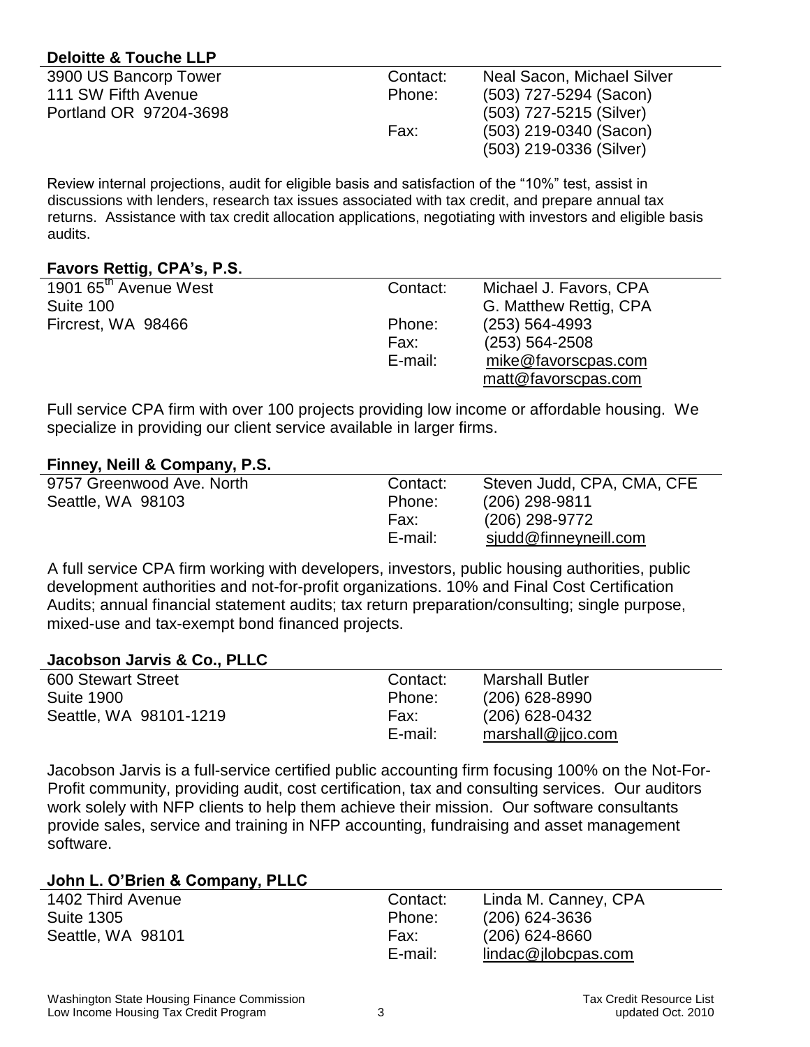**Deloitte & Touche LLP**

| | | |
|---|---|---|
| 3900 US Bancorp Tower<br>111 SW Fifth Avenue<br>Portland OR 97204-3698 | Contact: | Neal Sacon, Michael Silver |
| | Phone: | (503) 727-5294 (Sacon)<br>(503) 727-5215 (Silver) |
| | Fax: | (503) 219-0340 (Sacon)<br>(503) 219-0336 (Silver) |

Review internal projections, audit for eligible basis and satisfaction of the "10%" test, assist in discussions with lenders, research tax issues associated with tax credit, and prepare annual tax returns. Assistance with tax credit allocation applications, negotiating with investors and eligible basis audits.

**Favors Rettig, CPA's, P.S.**

| | | |
|---|---|---|
| 1901 65th Avenue West<br>Suite 100<br>Fircrest, WA 98466 | Contact: | Michael J. Favors, CPA<br>G. Matthew Rettig, CPA |
| | Phone: | (253) 564-4993 |
| | Fax: | (253) 564-2508 |
| | E-mail: | mike@favorscpas.com<br>matt@favorscpas.com |

Full service CPA firm with over 100 projects providing low income or affordable housing. We specialize in providing our client service available in larger firms.

**Finney, Neill & Company, P.S.**

| | | |
|---|---|---|
| 9757 Greenwood Ave. North<br>Seattle, WA 98103 | Contact: | Steven Judd, CPA, CMA, CFE |
| | Phone: | (206) 298-9811 |
| | Fax: | (206) 298-9772 |
| | E-mail: | sjudd@finneyneill.com |

A full service CPA firm working with developers, investors, public housing authorities, public development authorities and not-for-profit organizations. 10% and Final Cost Certification Audits; annual financial statement audits; tax return preparation/consulting; single purpose, mixed-use and tax-exempt bond financed projects.

**Jacobson Jarvis & Co., PLLC**

| | | |
|---|---|---|
| 600 Stewart Street<br>Suite 1900<br>Seattle, WA 98101-1219 | Contact: | Marshall Butler |
| | Phone: | (206) 628-8990 |
| | Fax: | (206) 628-0432 |
| | E-mail: | marshall@jjco.com |

Jacobson Jarvis is a full-service certified public accounting firm focusing 100% on the Not-For-Profit community, providing audit, cost certification, tax and consulting services. Our auditors work solely with NFP clients to help them achieve their mission. Our software consultants provide sales, service and training in NFP accounting, fundraising and asset management software.

**John L. O'Brien & Company, PLLC**

| | | |
|---|---|---|
| 1402 Third Avenue<br>Suite 1305<br>Seattle, WA 98101 | Contact: | Linda M. Canney, CPA |
| | Phone: | (206) 624-3636 |
| | Fax: | (206) 624-8660 |
| | E-mail: | lindac@jlobcpas.com |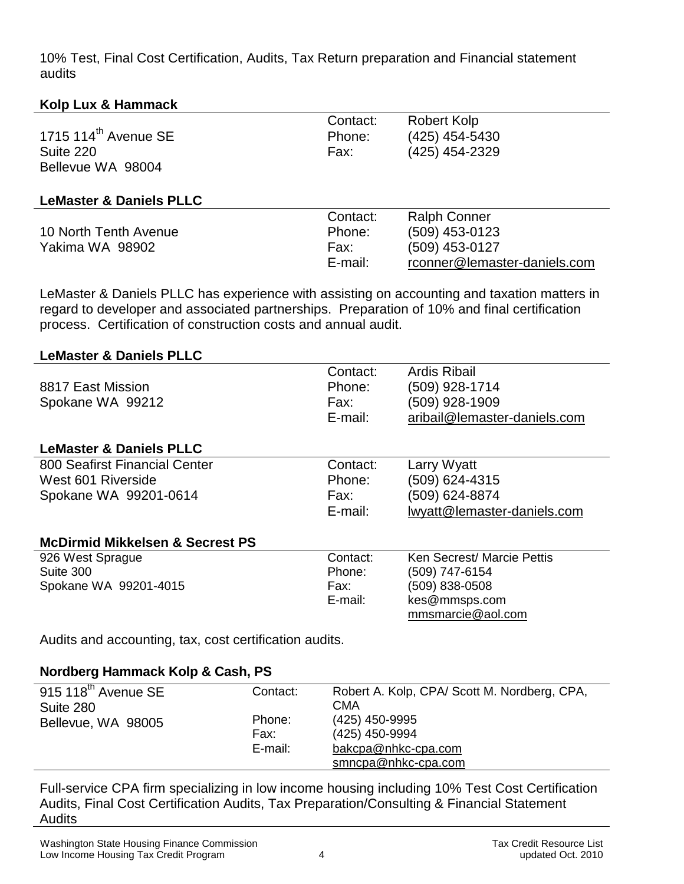10% Test, Final Cost Certification, Audits, Tax Return preparation and Financial statement audits

**Kolp Lux & Hammack**

| | | |
|---|---|---|
| 1715 114th Avenue SE | Contact: | Robert Kolp |
| Suite 220 | Phone: | (425) 454-5430 |
| Bellevue WA 98004 | Fax: | (425) 454-2329 |

**LeMaster & Daniels PLLC**

| | | |
|---|---|---|
| 10 North Tenth Avenue | Contact: | Ralph Conner |
| Yakima WA 98902 | Phone: | (509) 453-0123 |
| | Fax: | (509) 453-0127 |
| | E-mail: | rconner@lemaster-daniels.com |

LeMaster & Daniels PLLC has experience with assisting on accounting and taxation matters in regard to developer and associated partnerships. Preparation of 10% and final certification process. Certification of construction costs and annual audit.

**LeMaster & Daniels PLLC**

| | | |
|---|---|---|
| 8817 East Mission | Contact: | Ardis Ribail |
| Spokane WA 99212 | Phone: | (509) 928-1714 |
| | Fax: | (509) 928-1909 |
| | E-mail: | aribail@lemaster-daniels.com |

**LeMaster & Daniels PLLC**

| | | |
|---|---|---|
| 800 Seafirst Financial Center | Contact: | Larry Wyatt |
| West 601 Riverside | Phone: | (509) 624-4315 |
| Spokane WA 99201-0614 | Fax: | (509) 624-8874 |
| | E-mail: | lwyatt@lemaster-daniels.com |

**McDirmid Mikkelsen & Secrest PS**

| | | |
|---|---|---|
| 926 West Sprague | Contact: | Ken Secrest/ Marcie Pettis |
| Suite 300 | Phone: | (509) 747-6154 |
| Spokane WA 99201-4015 | Fax: | (509) 838-0508 |
| | E-mail: | kes@mmsps.com<br>mmsmarcie@aol.com |

Audits and accounting, tax, cost certification audits.

**Nordberg Hammack Kolp & Cash, PS**

| | | |
|---|---|---|
| 915 118th Avenue SE | Contact: | Robert A. Kolp, CPA/ Scott M. Nordberg, CPA, CMA |
| Suite 280 | Phone: | (425) 450-9995 |
| Bellevue, WA 98005 | Fax: | (425) 450-9994 |
| | E-mail: | bakcpa@nhkc-cpa.com<br>smncpa@nhkc-cpa.com |

Full-service CPA firm specializing in low income housing including 10% Test Cost Certification Audits, Final Cost Certification Audits, Tax Preparation/Consulting & Financial Statement Audits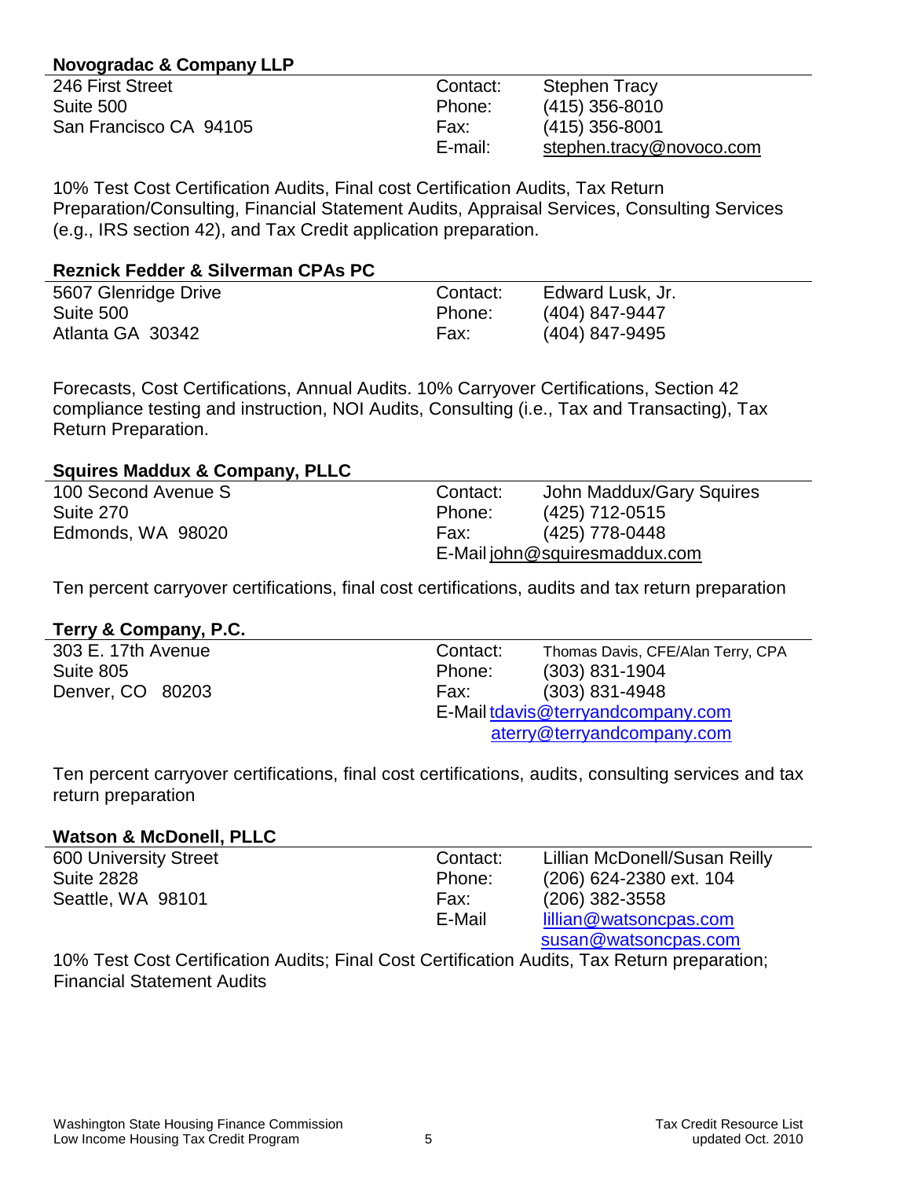**Novogradac & Company LLP**

| | | |
|---|---|---|
| 246 First Street | Contact: | Stephen Tracy |
| Suite 500 | Phone: | (415) 356-8010 |
| San Francisco CA 94105 | Fax: | (415) 356-8001 |
| | E-mail: | stephen.tracy@novoco.com |

10% Test Cost Certification Audits, Final cost Certification Audits, Tax Return Preparation/Consulting, Financial Statement Audits, Appraisal Services, Consulting Services (e.g., IRS section 42), and Tax Credit application preparation.

**Reznick Fedder & Silverman CPAs PC**

| | | |
|---|---|---|
| 5607 Glenridge Drive | Contact: | Edward Lusk, Jr. |
| Suite 500 | Phone: | (404) 847-9447 |
| Atlanta GA 30342 | Fax: | (404) 847-9495 |

Forecasts, Cost Certifications, Annual Audits. 10% Carryover Certifications, Section 42 compliance testing and instruction, NOI Audits, Consulting (i.e., Tax and Transacting), Tax Return Preparation.

**Squires Maddux & Company, PLLC**

| | | |
|---|---|---|
| 100 Second Avenue S | Contact: | John Maddux/Gary Squires |
| Suite 270 | Phone: | (425) 712-0515 |
| Edmonds, WA 98020 | Fax: | (425) 778-0448 |
| | E-Mail | john@squiresmaddux.com |

Ten percent carryover certifications, final cost certifications, audits and tax return preparation

**Terry & Company, P.C.**

| | | |
|---|---|---|
| 303 E. 17th Avenue | Contact: | Thomas Davis, CFE/Alan Terry, CPA |
| Suite 805 | Phone: | (303) 831-1904 |
| Denver, CO 80203 | Fax: | (303) 831-4948 |
| | E-Mail | tdavis@terryandcompany.com |
| | | aterry@terryandcompany.com |

Ten percent carryover certifications, final cost certifications, audits, consulting services and tax return preparation

**Watson & McDonell, PLLC**

| | | |
|---|---|---|
| 600 University Street | Contact: | Lillian McDonell/Susan Reilly |
| Suite 2828 | Phone: | (206) 624-2380 ext. 104 |
| Seattle, WA 98101 | Fax: | (206) 382-3558 |
| | E-Mail | lillian@watsoncpas.com |
| | | susan@watsoncpas.com |

10% Test Cost Certification Audits; Final Cost Certification Audits, Tax Return preparation; Financial Statement Audits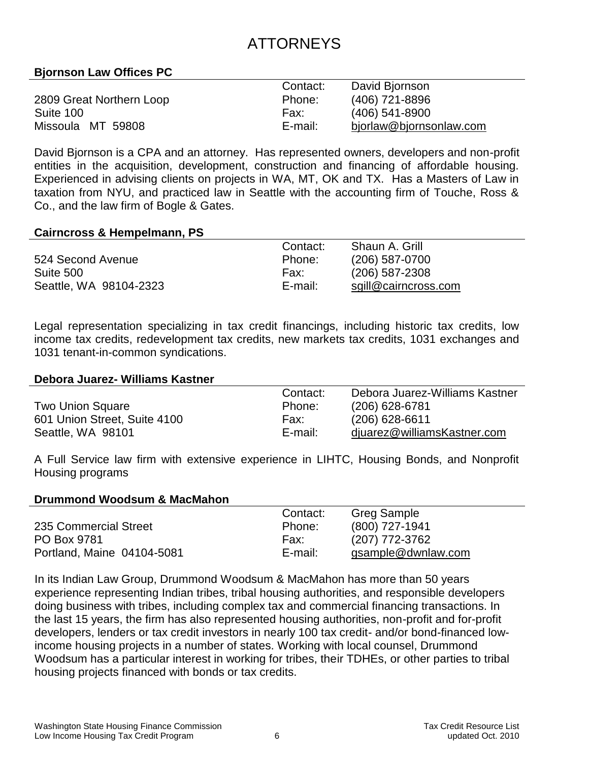# ATTORNEYS

### Bjornson Law Offices PC

| | | |
|---|---|---|
| | Contact: | David Bjornson |
| 2809 Great Northern Loop | Phone: | (406) 721-8896 |
| Suite 100 | Fax: | (406) 541-8900 |
| Missoula MT 59808 | E-mail: | bjorlaw@bjornsonlaw.com |

David Bjornson is a CPA and an attorney. Has represented owners, developers and non-profit entities in the acquisition, development, construction and financing of affordable housing. Experienced in advising clients on projects in WA, MT, OK and TX. Has a Masters of Law in taxation from NYU, and practiced law in Seattle with the accounting firm of Touche, Ross & Co., and the law firm of Bogle & Gates.

### Cairncross & Hempelmann, PS

| | | |
|---|---|---|
| | Contact: | Shaun A. Grill |
| 524 Second Avenue | Phone: | (206) 587-0700 |
| Suite 500 | Fax: | (206) 587-2308 |
| Seattle, WA 98104-2323 | E-mail: | sgill@cairncross.com |

Legal representation specializing in tax credit financings, including historic tax credits, low income tax credits, redevelopment tax credits, new markets tax credits, 1031 exchanges and 1031 tenant-in-common syndications.

### Debora Juarez- Williams Kastner

| | | |
|---|---|---|
| | Contact: | Debora Juarez-Williams Kastner |
| Two Union Square | Phone: | (206) 628-6781 |
| 601 Union Street, Suite 4100 | Fax: | (206) 628-6611 |
| Seattle, WA 98101 | E-mail: | djuarez@williamsKastner.com |

A Full Service law firm with extensive experience in LIHTC, Housing Bonds, and Nonprofit Housing programs

### Drummond Woodsum & MacMahon

| | | |
|---|---|---|
| | Contact: | Greg Sample |
| 235 Commercial Street | Phone: | (800) 727-1941 |
| PO Box 9781 | Fax: | (207) 772-3762 |
| Portland, Maine 04104-5081 | E-mail: | gsample@dwnlaw.com |

In its Indian Law Group, Drummond Woodsum & MacMahon has more than 50 years experience representing Indian tribes, tribal housing authorities, and responsible developers doing business with tribes, including complex tax and commercial financing transactions. In the last 15 years, the firm has also represented housing authorities, non-profit and for-profit developers, lenders or tax credit investors in nearly 100 tax credit- and/or bond-financed low-income housing projects in a number of states. Working with local counsel, Drummond Woodsum has a particular interest in working for tribes, their TDHEs, or other parties to tribal housing projects financed with bonds or tax credits.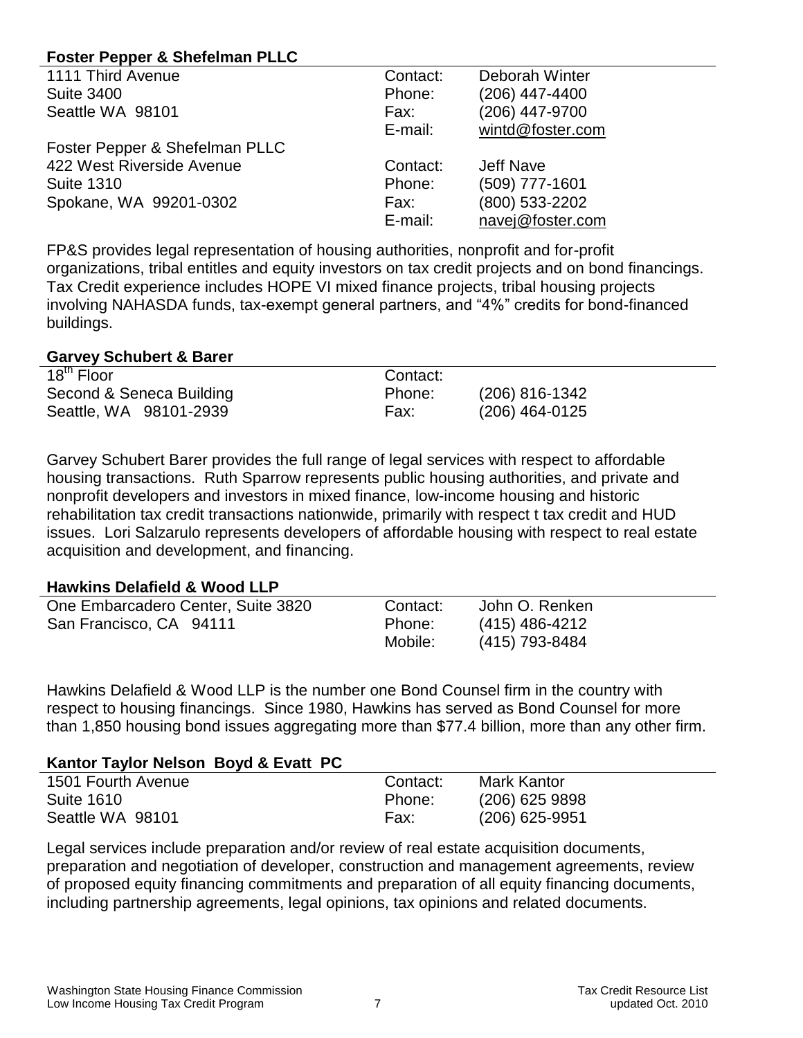**Foster Pepper & Shefelman PLLC**

| | | |
|---|---|---|
| 1111 Third Avenue | Contact: | Deborah Winter |
| Suite 3400 | Phone: | (206) 447-4400 |
| Seattle WA 98101 | Fax: | (206) 447-9700 |
| | E-mail: | wintd@foster.com |
| Foster Pepper & Shefelman PLLC | | |
| 422 West Riverside Avenue | Contact: | Jeff Nave |
| Suite 1310 | Phone: | (509) 777-1601 |
| Spokane, WA 99201-0302 | Fax: | (800) 533-2202 |
| | E-mail: | navej@foster.com |

FP&S provides legal representation of housing authorities, nonprofit and for-profit organizations, tribal entitles and equity investors on tax credit projects and on bond financings. Tax Credit experience includes HOPE VI mixed finance projects, tribal housing projects involving NAHASDA funds, tax-exempt general partners, and "4%" credits for bond-financed buildings.

**Garvey Schubert & Barer**

| | | |
|---|---|---|
| 18th Floor | Contact: | |
| Second & Seneca Building | Phone: | (206) 816-1342 |
| Seattle, WA 98101-2939 | Fax: | (206) 464-0125 |

Garvey Schubert Barer provides the full range of legal services with respect to affordable housing transactions. Ruth Sparrow represents public housing authorities, and private and nonprofit developers and investors in mixed finance, low-income housing and historic rehabilitation tax credit transactions nationwide, primarily with respect t tax credit and HUD issues. Lori Salzarulo represents developers of affordable housing with respect to real estate acquisition and development, and financing.

**Hawkins Delafield & Wood LLP**

| | | |
|---|---|---|
| One Embarcadero Center, Suite 3820 | Contact: | John O. Renken |
| San Francisco, CA 94111 | Phone: | (415) 486-4212 |
| | Mobile: | (415) 793-8484 |

Hawkins Delafield & Wood LLP is the number one Bond Counsel firm in the country with respect to housing financings. Since 1980, Hawkins has served as Bond Counsel for more than 1,850 housing bond issues aggregating more than $77.4 billion, more than any other firm.

**Kantor Taylor Nelson Boyd & Evatt PC**

| | | |
|---|---|---|
| 1501 Fourth Avenue | Contact: | Mark Kantor |
| Suite 1610 | Phone: | (206) 625 9898 |
| Seattle WA 98101 | Fax: | (206) 625-9951 |

Legal services include preparation and/or review of real estate acquisition documents, preparation and negotiation of developer, construction and management agreements, review of proposed equity financing commitments and preparation of all equity financing documents, including partnership agreements, legal opinions, tax opinions and related documents.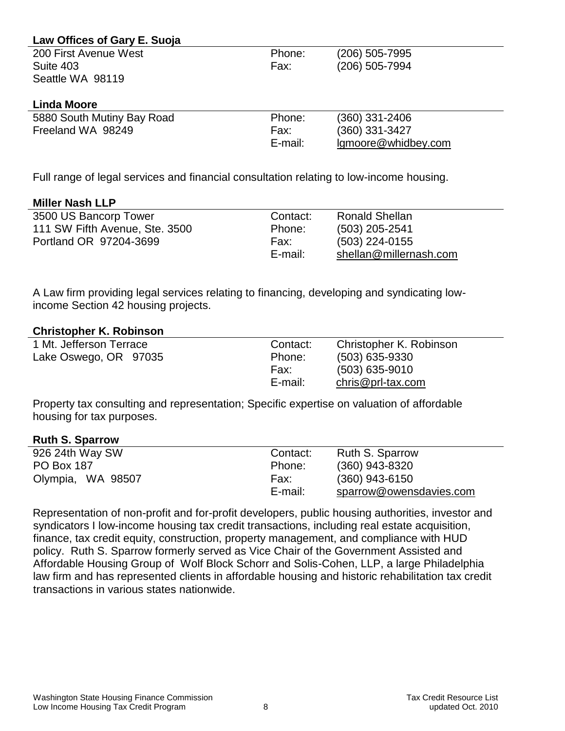**Law Offices of Gary E. Suoja**

| | | |
|---|---|---|
| 200 First Avenue West | Phone: | (206) 505-7995 |
| Suite 403 | Fax: | (206) 505-7994 |
| Seattle WA 98119 | | |

**Linda Moore**

| | | |
|---|---|---|
| 5880 South Mutiny Bay Road | Phone: | (360) 331-2406 |
| Freeland WA 98249 | Fax: | (360) 331-3427 |
| | E-mail: | lgmoore@whidbey.com |

Full range of legal services and financial consultation relating to low-income housing.

**Miller Nash LLP**

| | | |
|---|---|---|
| 3500 US Bancorp Tower | Contact: | Ronald Shellan |
| 111 SW Fifth Avenue, Ste. 3500 | Phone: | (503) 205-2541 |
| Portland OR 97204-3699 | Fax: | (503) 224-0155 |
| | E-mail: | shellan@millernash.com |

A Law firm providing legal services relating to financing, developing and syndicating low-income Section 42 housing projects.

**Christopher K. Robinson**

| | | |
|---|---|---|
| 1 Mt. Jefferson Terrace | Contact: | Christopher K. Robinson |
| Lake Oswego, OR 97035 | Phone: | (503) 635-9330 |
| | Fax: | (503) 635-9010 |
| | E-mail: | chris@prl-tax.com |

Property tax consulting and representation; Specific expertise on valuation of affordable housing for tax purposes.

**Ruth S. Sparrow**

| | | |
|---|---|---|
| 926 24th Way SW | Contact: | Ruth S. Sparrow |
| PO Box 187 | Phone: | (360) 943-8320 |
| Olympia, WA 98507 | Fax: | (360) 943-6150 |
| | E-mail: | sparrow@owensdavies.com |

Representation of non-profit and for-profit developers, public housing authorities, investor and syndicators I low-income housing tax credit transactions, including real estate acquisition, finance, tax credit equity, construction, property management, and compliance with HUD policy. Ruth S. Sparrow formerly served as Vice Chair of the Government Assisted and Affordable Housing Group of Wolf Block Schorr and Solis-Cohen, LLP, a large Philadelphia law firm and has represented clients in affordable housing and historic rehabilitation tax credit transactions in various states nationwide.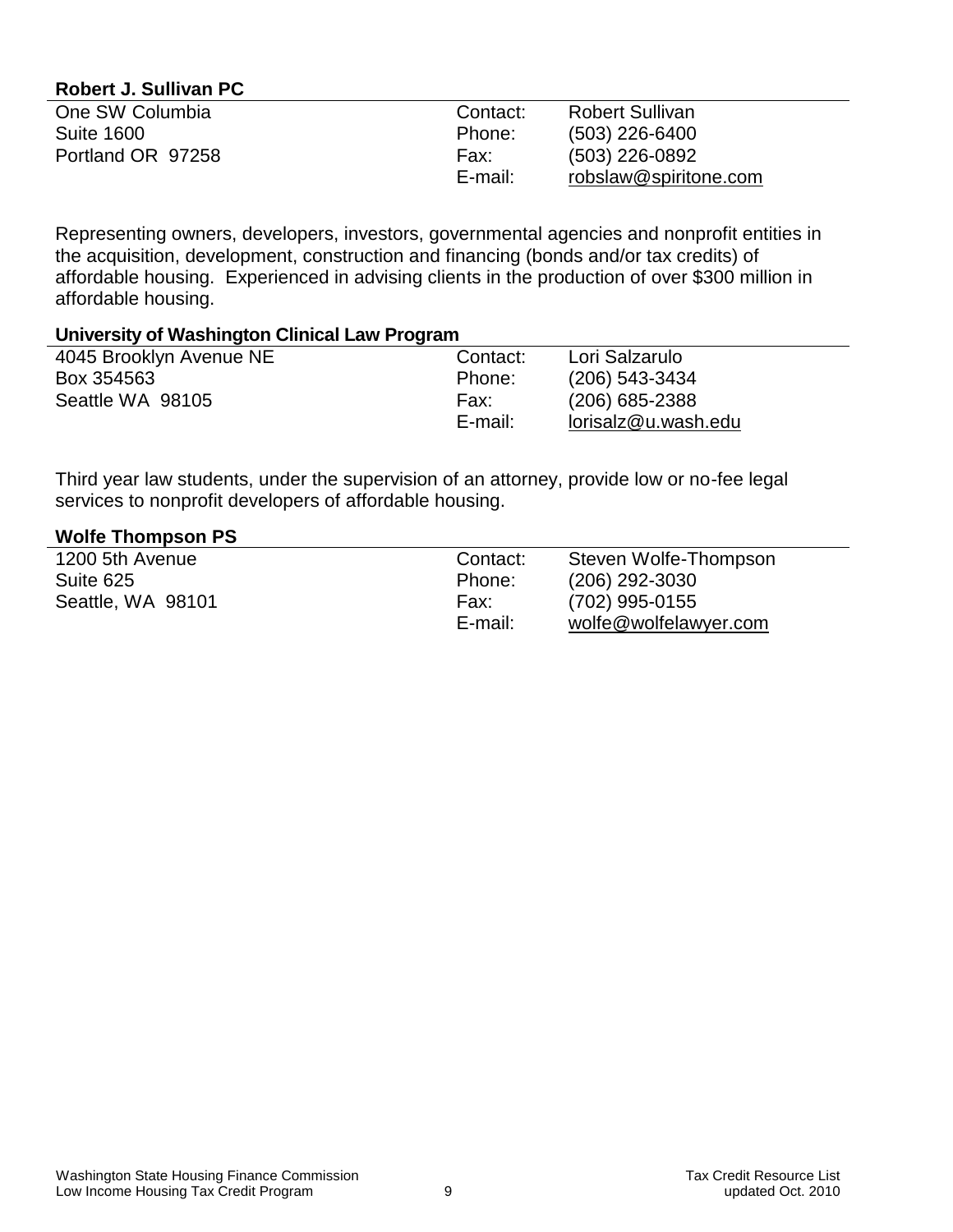### Robert J. Sullivan PC

| | | |
|---|---|---|
| One SW Columbia | Contact: | Robert Sullivan |
| Suite 1600 | Phone: | (503) 226-6400 |
| Portland OR 97258 | Fax: | (503) 226-0892 |
| | E-mail: | robslaw@spiritone.com |

Representing owners, developers, investors, governmental agencies and nonprofit entities in the acquisition, development, construction and financing (bonds and/or tax credits) of affordable housing. Experienced in advising clients in the production of over $300 million in affordable housing.

### University of Washington Clinical Law Program

| | | |
|---|---|---|
| 4045 Brooklyn Avenue NE | Contact: | Lori Salzarulo |
| Box 354563 | Phone: | (206) 543-3434 |
| Seattle WA 98105 | Fax: | (206) 685-2388 |
| | E-mail: | lorisalz@u.wash.edu |

Third year law students, under the supervision of an attorney, provide low or no-fee legal services to nonprofit developers of affordable housing.

### Wolfe Thompson PS

| | | |
|---|---|---|
| 1200 5th Avenue | Contact: | Steven Wolfe-Thompson |
| Suite 625 | Phone: | (206) 292-3030 |
| Seattle, WA 98101 | Fax: | (702) 995-0155 |
| | E-mail: | wolfe@wolfelawyer.com |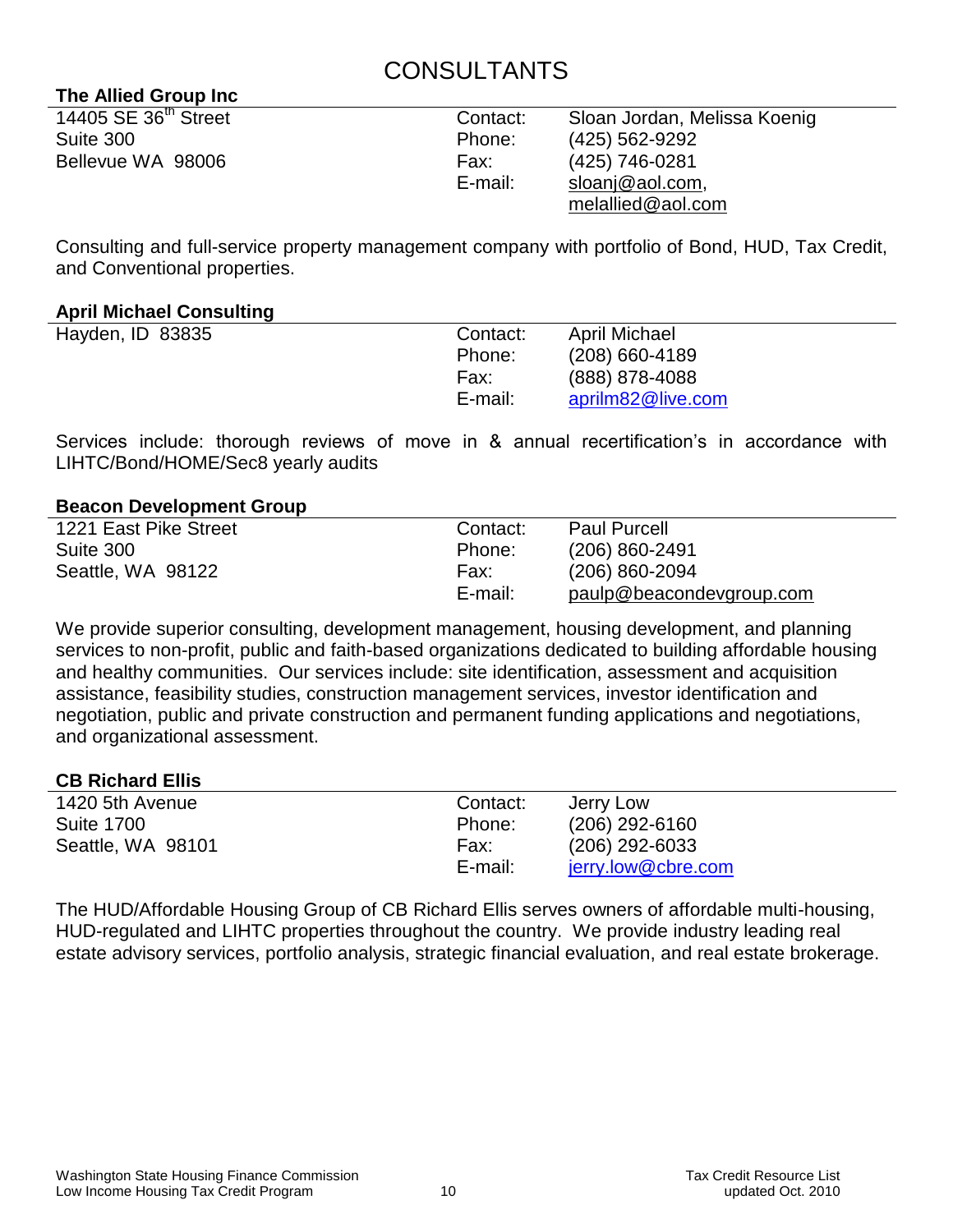# CONSULTANTS

### The Allied Group Inc

| | | |
|---|---|---|
| 14405 SE 36th Street | Contact: | Sloan Jordan, Melissa Koenig |
| Suite 300 | Phone: | (425) 562-9292 |
| Bellevue WA 98006 | Fax: | (425) 746-0281 |
| | E-mail: | sloanj@aol.com, melallied@aol.com |

Consulting and full-service property management company with portfolio of Bond, HUD, Tax Credit, and Conventional properties.

### April Michael Consulting

| | | |
|---|---|---|
| Hayden, ID 83835 | Contact: | April Michael |
| | Phone: | (208) 660-4189 |
| | Fax: | (888) 878-4088 |
| | E-mail: | aprilm82@live.com |

Services include: thorough reviews of move in & annual recertification's in accordance with LIHTC/Bond/HOME/Sec8 yearly audits

### Beacon Development Group

| | | |
|---|---|---|
| 1221 East Pike Street | Contact: | Paul Purcell |
| Suite 300 | Phone: | (206) 860-2491 |
| Seattle, WA 98122 | Fax: | (206) 860-2094 |
| | E-mail: | paulp@beacondevgroup.com |

We provide superior consulting, development management, housing development, and planning services to non-profit, public and faith-based organizations dedicated to building affordable housing and healthy communities. Our services include: site identification, assessment and acquisition assistance, feasibility studies, construction management services, investor identification and negotiation, public and private construction and permanent funding applications and negotiations, and organizational assessment.

### CB Richard Ellis

| | | |
|---|---|---|
| 1420 5th Avenue | Contact: | Jerry Low |
| Suite 1700 | Phone: | (206) 292-6160 |
| Seattle, WA 98101 | Fax: | (206) 292-6033 |
| | E-mail: | jerry.low@cbre.com |

The HUD/Affordable Housing Group of CB Richard Ellis serves owners of affordable multi-housing, HUD-regulated and LIHTC properties throughout the country. We provide industry leading real estate advisory services, portfolio analysis, strategic financial evaluation, and real estate brokerage.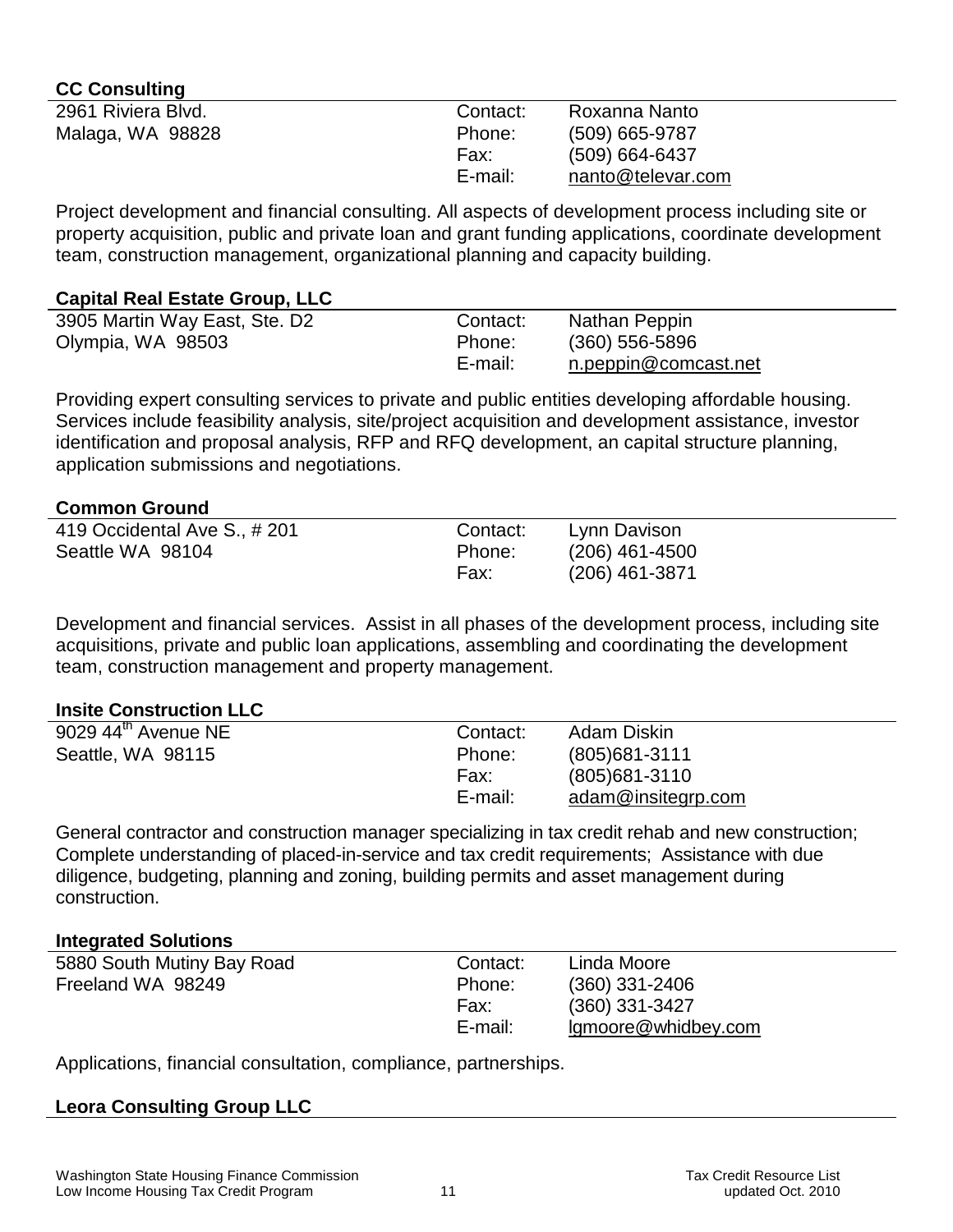**CC Consulting**

2961 Riviera Blvd.
Malaga, WA 98828

Contact: Roxanna Nanto
Phone: (509) 665-9787
Fax: (509) 664-6437
E-mail: nanto@televar.com

Project development and financial consulting. All aspects of development process including site or property acquisition, public and private loan and grant funding applications, coordinate development team, construction management, organizational planning and capacity building.

**Capital Real Estate Group, LLC**

3905 Martin Way East, Ste. D2
Olympia, WA 98503

Contact: Nathan Peppin
Phone: (360) 556-5896
E-mail: n.peppin@comcast.net

Providing expert consulting services to private and public entities developing affordable housing. Services include feasibility analysis, site/project acquisition and development assistance, investor identification and proposal analysis, RFP and RFQ development, an capital structure planning, application submissions and negotiations.

**Common Ground**

419 Occidental Ave S., # 201
Seattle WA 98104

Contact: Lynn Davison
Phone: (206) 461-4500
Fax: (206) 461-3871

Development and financial services. Assist in all phases of the development process, including site acquisitions, private and public loan applications, assembling and coordinating the development team, construction management and property management.

**Insite Construction LLC**

9029 44th Avenue NE
Seattle, WA 98115

Contact: Adam Diskin
Phone: (805)681-3111
Fax: (805)681-3110
E-mail: adam@insitegrp.com

General contractor and construction manager specializing in tax credit rehab and new construction; Complete understanding of placed-in-service and tax credit requirements; Assistance with due diligence, budgeting, planning and zoning, building permits and asset management during construction.

**Integrated Solutions**

5880 South Mutiny Bay Road
Freeland WA 98249

Contact: Linda Moore
Phone: (360) 331-2406
Fax: (360) 331-3427
E-mail: lgmoore@whidbey.com

Applications, financial consultation, compliance, partnerships.

**Leora Consulting Group LLC**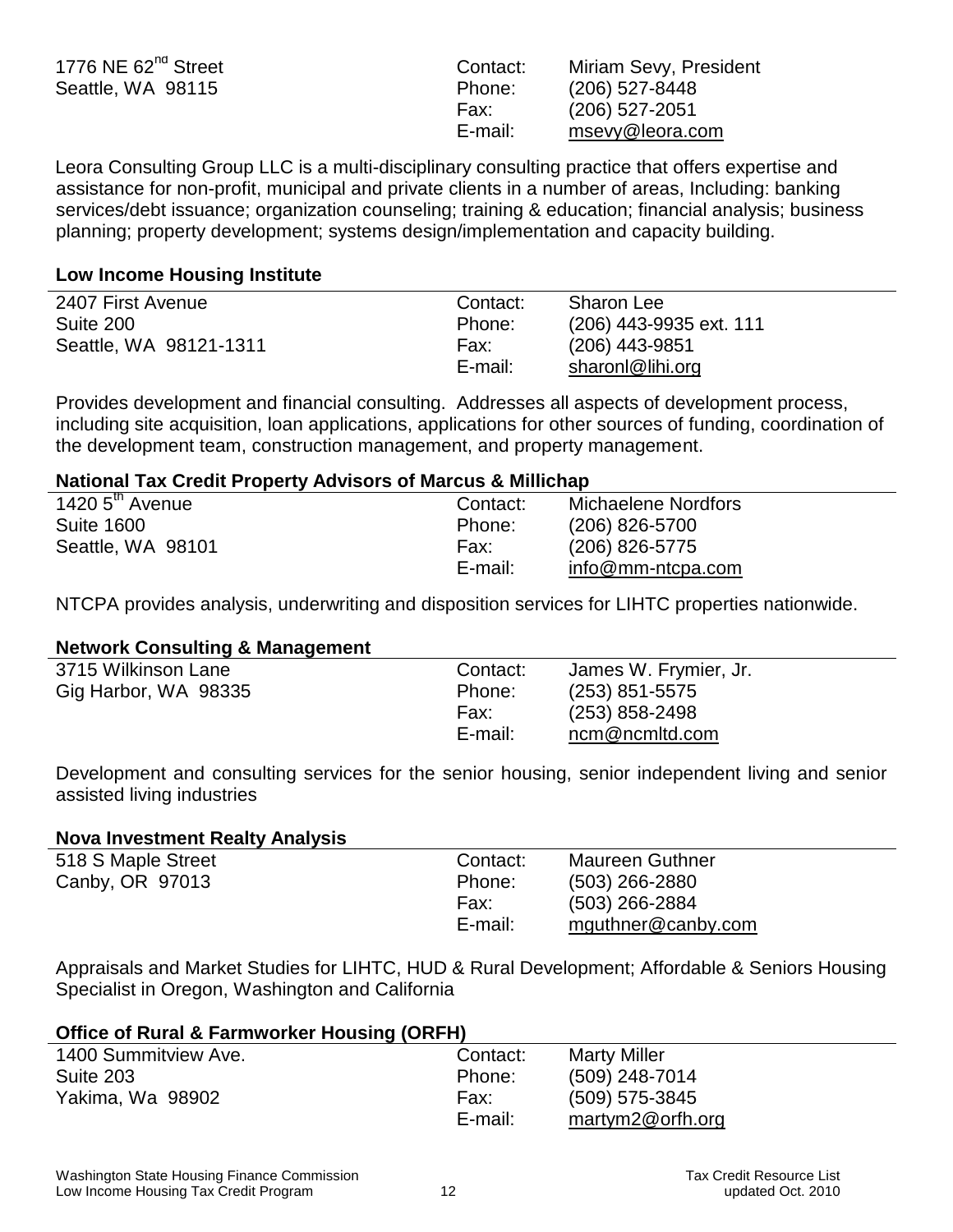| | | |
|---|---|---|
| 1776 NE 62nd Street | Contact: | Miriam Sevy, President |
| Seattle, WA 98115 | Phone: | (206) 527-8448 |
| | Fax: | (206) 527-2051 |
| | E-mail: | msevy@leora.com |

Leora Consulting Group LLC is a multi-disciplinary consulting practice that offers expertise and assistance for non-profit, municipal and private clients in a number of areas, Including: banking services/debt issuance; organization counseling; training & education; financial analysis; business planning; property development; systems design/implementation and capacity building.

**Low Income Housing Institute**

| | | |
|---|---|---|
| 2407 First Avenue | Contact: | Sharon Lee |
| Suite 200 | Phone: | (206) 443-9935 ext. 111 |
| Seattle, WA 98121-1311 | Fax: | (206) 443-9851 |
| | E-mail: | sharonl@lihi.org |

Provides development and financial consulting. Addresses all aspects of development process, including site acquisition, loan applications, applications for other sources of funding, coordination of the development team, construction management, and property management.

**National Tax Credit Property Advisors of Marcus & Millichap**

| | | |
|---|---|---|
| 1420 5th Avenue | Contact: | Michaelene Nordfors |
| Suite 1600 | Phone: | (206) 826-5700 |
| Seattle, WA 98101 | Fax: | (206) 826-5775 |
| | E-mail: | info@mm-ntcpa.com |

NTCPA provides analysis, underwriting and disposition services for LIHTC properties nationwide.

**Network Consulting & Management**

| | | |
|---|---|---|
| 3715 Wilkinson Lane | Contact: | James W. Frymier, Jr. |
| Gig Harbor, WA 98335 | Phone: | (253) 851-5575 |
| | Fax: | (253) 858-2498 |
| | E-mail: | ncm@ncmltd.com |

Development and consulting services for the senior housing, senior independent living and senior assisted living industries

**Nova Investment Realty Analysis**

| | | |
|---|---|---|
| 518 S Maple Street | Contact: | Maureen Guthner |
| Canby, OR 97013 | Phone: | (503) 266-2880 |
| | Fax: | (503) 266-2884 |
| | E-mail: | mguthner@canby.com |

Appraisals and Market Studies for LIHTC, HUD & Rural Development; Affordable & Seniors Housing Specialist in Oregon, Washington and California

**Office of Rural & Farmworker Housing (ORFH)**

| | | |
|---|---|---|
| 1400 Summitview Ave. | Contact: | Marty Miller |
| Suite 203 | Phone: | (509) 248-7014 |
| Yakima, Wa 98902 | Fax: | (509) 575-3845 |
| | E-mail: | martym2@orfh.org |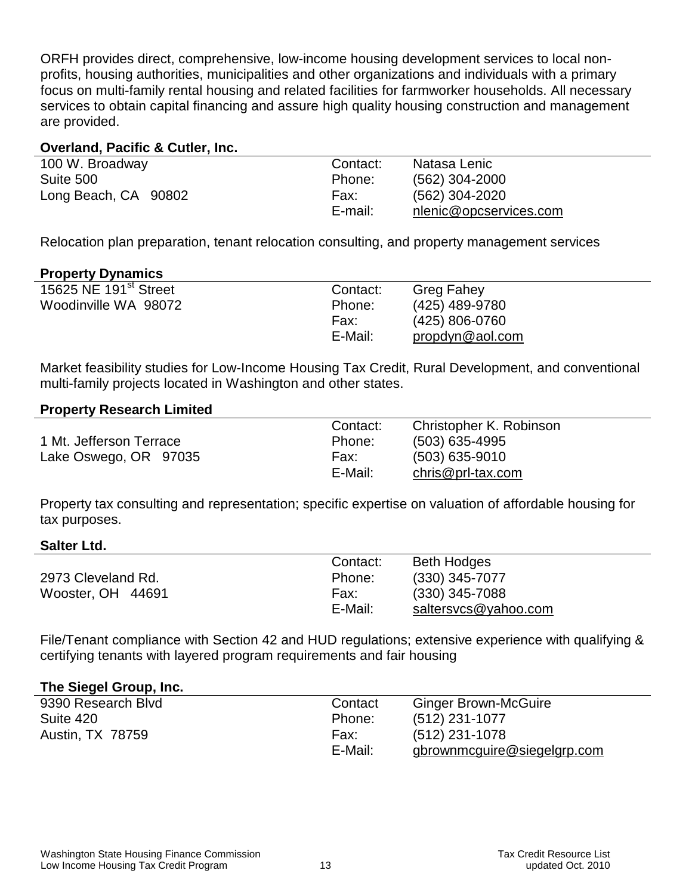ORFH provides direct, comprehensive, low-income housing development services to local non-profits, housing authorities, municipalities and other organizations and individuals with a primary focus on multi-family rental housing and related facilities for farmworker households. All necessary services to obtain capital financing and assure high quality housing construction and management are provided.

**Overland, Pacific & Cutler, Inc.**

| | | |
|---|---|---|
| 100 W. Broadway | Contact: | Natasa Lenic |
| Suite 500 | Phone: | (562) 304-2000 |
| Long Beach, CA 90802 | Fax: | (562) 304-2020 |
| | E-mail: | nlenic@opcservices.com |

Relocation plan preparation, tenant relocation consulting, and property management services

**Property Dynamics**

| | | |
|---|---|---|
| 15625 NE 191st Street | Contact: | Greg Fahey |
| Woodinville WA 98072 | Phone: | (425) 489-9780 |
| | Fax: | (425) 806-0760 |
| | E-Mail: | propdyn@aol.com |

Market feasibility studies for Low-Income Housing Tax Credit, Rural Development, and conventional multi-family projects located in Washington and other states.

**Property Research Limited**

| | | |
|---|---|---|
| | Contact: | Christopher K. Robinson |
| 1 Mt. Jefferson Terrace | Phone: | (503) 635-4995 |
| Lake Oswego, OR 97035 | Fax: | (503) 635-9010 |
| | E-Mail: | chris@prl-tax.com |

Property tax consulting and representation; specific expertise on valuation of affordable housing for tax purposes.

**Salter Ltd.**

| | | |
|---|---|---|
| | Contact: | Beth Hodges |
| 2973 Cleveland Rd. | Phone: | (330) 345-7077 |
| Wooster, OH 44691 | Fax: | (330) 345-7088 |
| | E-Mail: | saltersvcs@yahoo.com |

File/Tenant compliance with Section 42 and HUD regulations; extensive experience with qualifying & certifying tenants with layered program requirements and fair housing

**The Siegel Group, Inc.**

| | | |
|---|---|---|
| 9390 Research Blvd | Contact | Ginger Brown-McGuire |
| Suite 420 | Phone: | (512) 231-1077 |
| Austin, TX 78759 | Fax: | (512) 231-1078 |
| | E-Mail: | gbrownmcguire@siegelgrp.com |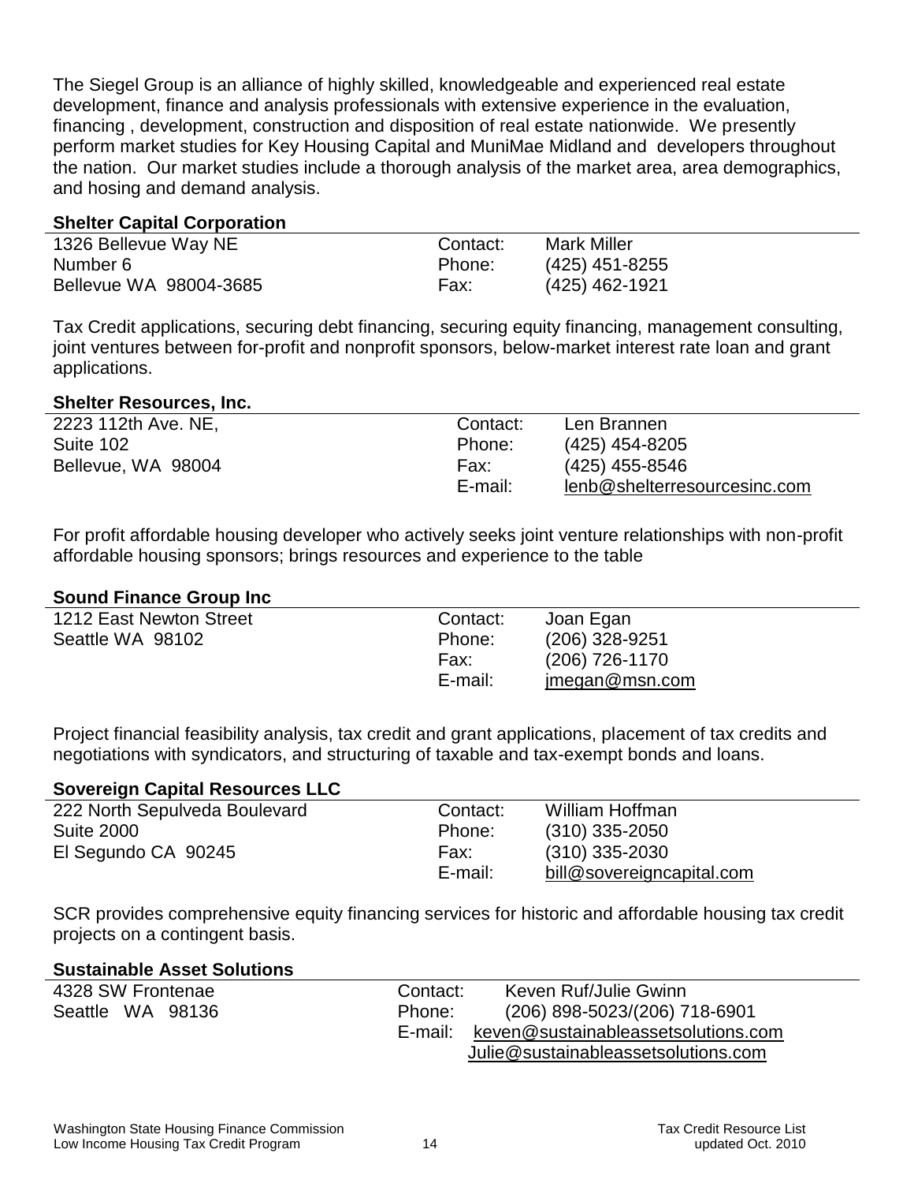The Siegel Group is an alliance of highly skilled, knowledgeable and experienced real estate development, finance and analysis professionals with extensive experience in the evaluation, financing , development, construction and disposition of real estate nationwide. We presently perform market studies for Key Housing Capital and MuniMae Midland and developers throughout the nation. Our market studies include a thorough analysis of the market area, area demographics, and hosing and demand analysis.

**Shelter Capital Corporation**

| | | |
|---|---|---|
| 1326 Bellevue Way NE | Contact: | Mark Miller |
| Number 6 | Phone: | (425) 451-8255 |
| Bellevue WA 98004-3685 | Fax: | (425) 462-1921 |

Tax Credit applications, securing debt financing, securing equity financing, management consulting, joint ventures between for-profit and nonprofit sponsors, below-market interest rate loan and grant applications.

**Shelter Resources, Inc.**

| | | |
|---|---|---|
| 2223 112th Ave. NE, | Contact: | Len Brannen |
| Suite 102 | Phone: | (425) 454-8205 |
| Bellevue, WA 98004 | Fax: | (425) 455-8546 |
| | E-mail: | lenb@shelterresourcesinc.com |

For profit affordable housing developer who actively seeks joint venture relationships with non-profit affordable housing sponsors; brings resources and experience to the table

**Sound Finance Group Inc**

| | | |
|---|---|---|
| 1212 East Newton Street | Contact: | Joan Egan |
| Seattle WA 98102 | Phone: | (206) 328-9251 |
| | Fax: | (206) 726-1170 |
| | E-mail: | jmegan@msn.com |

Project financial feasibility analysis, tax credit and grant applications, placement of tax credits and negotiations with syndicators, and structuring of taxable and tax-exempt bonds and loans.

**Sovereign Capital Resources LLC**

| | | |
|---|---|---|
| 222 North Sepulveda Boulevard | Contact: | William Hoffman |
| Suite 2000 | Phone: | (310) 335-2050 |
| El Segundo CA 90245 | Fax: | (310) 335-2030 |
| | E-mail: | bill@sovereigncapital.com |

SCR provides comprehensive equity financing services for historic and affordable housing tax credit projects on a contingent basis.

**Sustainable Asset Solutions**

| | | |
|---|---|---|
| 4328 SW Frontenae | Contact: | Keven Ruf/Julie Gwinn |
| Seattle WA 98136 | Phone: | (206) 898-5023/(206) 718-6901 |
| | E-mail: | keven@sustainableassetsolutions.com |
| | | Julie@sustainableassetsolutions.com |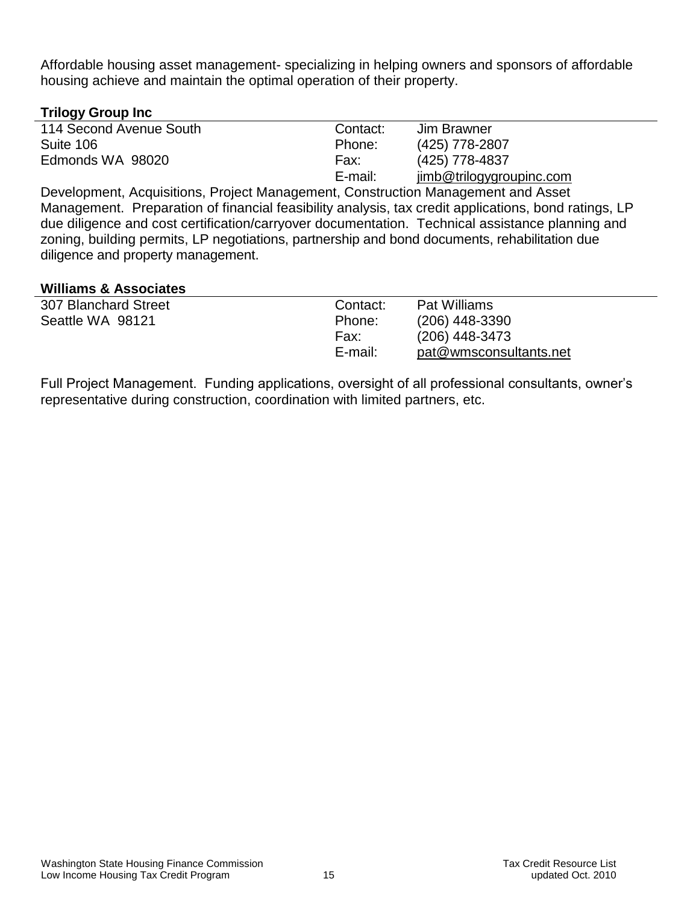Affordable housing asset management- specializing in helping owners and sponsors of affordable housing achieve and maintain the optimal operation of their property.

**Trilogy Group Inc**

| | | |
|---|---|---|
| 114 Second Avenue South | Contact: | Jim Brawner |
| Suite 106 | Phone: | (425) 778-2807 |
| Edmonds WA 98020 | Fax: | (425) 778-4837 |
| | E-mail: | jimb@trilogygroupinc.com |

Development, Acquisitions, Project Management, Construction Management and Asset Management. Preparation of financial feasibility analysis, tax credit applications, bond ratings, LP due diligence and cost certification/carryover documentation. Technical assistance planning and zoning, building permits, LP negotiations, partnership and bond documents, rehabilitation due diligence and property management.

**Williams & Associates**

| | | |
|---|---|---|
| 307 Blanchard Street | Contact: | Pat Williams |
| Seattle WA 98121 | Phone: | (206) 448-3390 |
| | Fax: | (206) 448-3473 |
| | E-mail: | pat@wmsconsultants.net |

Full Project Management. Funding applications, oversight of all professional consultants, owner's representative during construction, coordination with limited partners, etc.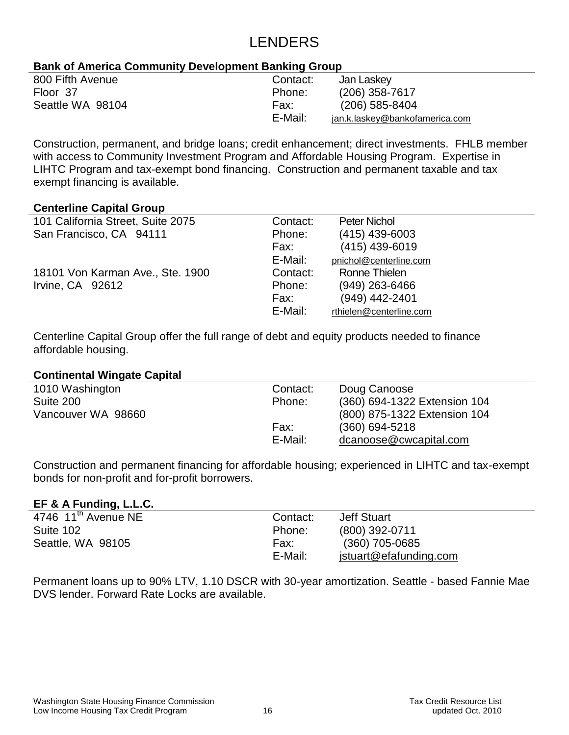# LENDERS

### Bank of America Community Development Banking Group

| | | |
|---|---|---|
| 800 Fifth Avenue | Contact: | Jan Laskey |
| Floor 37 | Phone: | (206) 358-7617 |
| Seattle WA 98104 | Fax: | (206) 585-8404 |
| | E-Mail: | jan.k.laskey@bankofamerica.com |

Construction, permanent, and bridge loans; credit enhancement; direct investments. FHLB member with access to Community Investment Program and Affordable Housing Program. Expertise in LIHTC Program and tax-exempt bond financing. Construction and permanent taxable and tax exempt financing is available.

### Centerline Capital Group

| | | |
|---|---|---|
| 101 California Street, Suite 2075 | Contact: | Peter Nichol |
| San Francisco, CA 94111 | Phone: | (415) 439-6003 |
| | Fax: | (415) 439-6019 |
| | E-Mail: | pnichol@centerline.com |
| 18101 Von Karman Ave., Ste. 1900 | Contact: | Ronne Thielen |
| Irvine, CA 92612 | Phone: | (949) 263-6466 |
| | Fax: | (949) 442-2401 |
| | E-Mail: | rthielen@centerline.com |

Centerline Capital Group offer the full range of debt and equity products needed to finance affordable housing.

### Continental Wingate Capital

| | | |
|---|---|---|
| 1010 Washington | Contact: | Doug Canoose |
| Suite 200 | Phone: | (360) 694-1322 Extension 104 |
| Vancouver WA 98660 | | (800) 875-1322 Extension 104 |
| | Fax: | (360) 694-5218 |
| | E-Mail: | dcanoose@cwcapital.com |

Construction and permanent financing for affordable housing; experienced in LIHTC and tax-exempt bonds for non-profit and for-profit borrowers.

### EF & A Funding, L.L.C.

| | | |
|---|---|---|
| 4746 11th Avenue NE | Contact: | Jeff Stuart |
| Suite 102 | Phone: | (800) 392-0711 |
| Seattle, WA 98105 | Fax: | (360) 705-0685 |
| | E-Mail: | jstuart@efafunding.com |

Permanent loans up to 90% LTV, 1.10 DSCR with 30-year amortization. Seattle - based Fannie Mae DVS lender. Forward Rate Locks are available.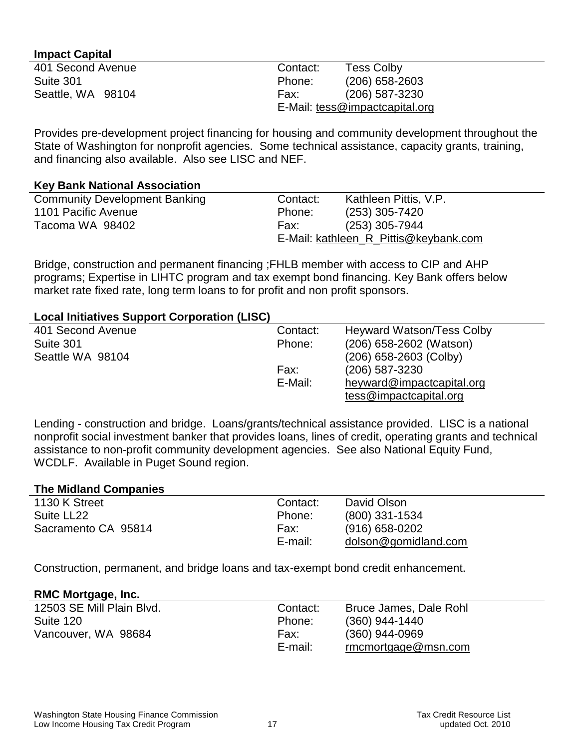**Impact Capital**

401 Second Avenue
Suite 301
Seattle, WA 98104

Contact: Tess Colby
Phone: (206) 658-2603
Fax: (206) 587-3230
E-Mail: tess@impactcapital.org

Provides pre-development project financing for housing and community development throughout the State of Washington for nonprofit agencies. Some technical assistance, capacity grants, training, and financing also available. Also see LISC and NEF.

**Key Bank National Association**

Community Development Banking
1101 Pacific Avenue
Tacoma WA 98402

Contact: Kathleen Pittis, V.P.
Phone: (253) 305-7420
Fax: (253) 305-7944
E-Mail: kathleen_R_Pittis@keybank.com

Bridge, construction and permanent financing ;FHLB member with access to CIP and AHP programs; Expertise in LIHTC program and tax exempt bond financing. Key Bank offers below market rate fixed rate, long term loans to for profit and non profit sponsors.

**Local Initiatives Support Corporation (LISC)**

401 Second Avenue
Suite 301
Seattle WA 98104

Contact: Heyward Watson/Tess Colby
Phone: (206) 658-2602 (Watson)
(206) 658-2603 (Colby)
Fax: (206) 587-3230
E-Mail: heyward@impactcapital.org
tess@impactcapital.org

Lending - construction and bridge. Loans/grants/technical assistance provided. LISC is a national nonprofit social investment banker that provides loans, lines of credit, operating grants and technical assistance to non-profit community development agencies. See also National Equity Fund, WCDLF. Available in Puget Sound region.

**The Midland Companies**

1130 K Street
Suite LL22
Sacramento CA 95814

Contact: David Olson
Phone: (800) 331-1534
Fax: (916) 658-0202
E-mail: dolson@gomidland.com

Construction, permanent, and bridge loans and tax-exempt bond credit enhancement.

**RMC Mortgage, Inc.**

12503 SE Mill Plain Blvd.
Suite 120
Vancouver, WA 98684

Contact: Bruce James, Dale Rohl
Phone: (360) 944-1440
Fax: (360) 944-0969
E-mail: rmcmortgage@msn.com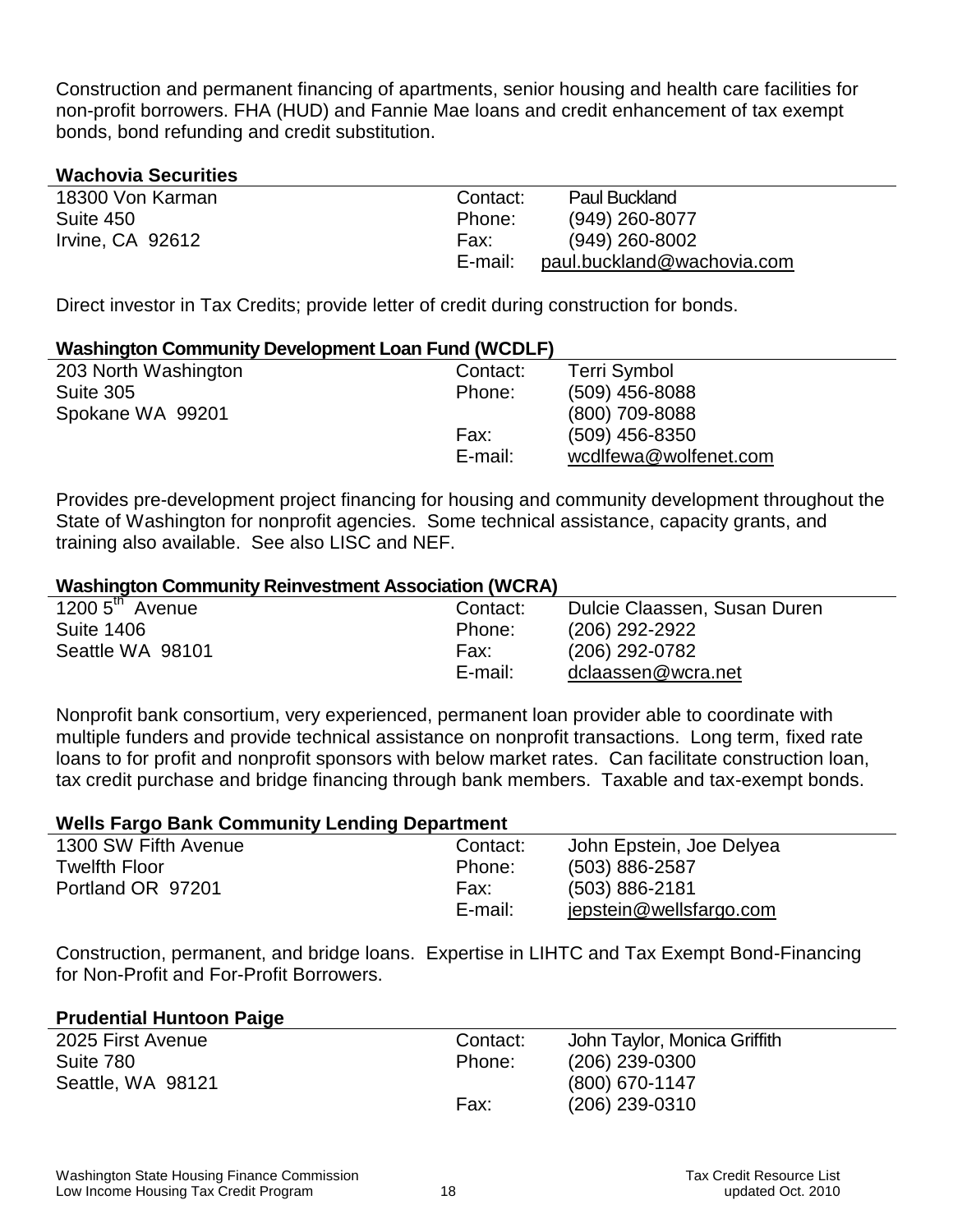Construction and permanent financing of apartments, senior housing and health care facilities for non-profit borrowers. FHA (HUD) and Fannie Mae loans and credit enhancement of tax exempt bonds, bond refunding and credit substitution.

**Wachovia Securities**

| | | |
|---|---|---|
| 18300 Von Karman | Contact: | Paul Buckland |
| Suite 450 | Phone: | (949) 260-8077 |
| Irvine, CA 92612 | Fax: | (949) 260-8002 |
| | E-mail: | paul.buckland@wachovia.com |

Direct investor in Tax Credits; provide letter of credit during construction for bonds.

**Washington Community Development Loan Fund (WCDLF)**

| | | |
|---|---|---|
| 203 North Washington | Contact: | Terri Symbol |
| Suite 305 | Phone: | (509) 456-8088 |
| Spokane WA 99201 | | (800) 709-8088 |
| | Fax: | (509) 456-8350 |
| | E-mail: | wcdlfewa@wolfenet.com |

Provides pre-development project financing for housing and community development throughout the State of Washington for nonprofit agencies. Some technical assistance, capacity grants, and training also available. See also LISC and NEF.

**Washington Community Reinvestment Association (WCRA)**

| | | |
|---|---|---|
| 1200 5th Avenue | Contact: | Dulcie Claassen, Susan Duren |
| Suite 1406 | Phone: | (206) 292-2922 |
| Seattle WA 98101 | Fax: | (206) 292-0782 |
| | E-mail: | dclaassen@wcra.net |

Nonprofit bank consortium, very experienced, permanent loan provider able to coordinate with multiple funders and provide technical assistance on nonprofit transactions. Long term, fixed rate loans to for profit and nonprofit sponsors with below market rates. Can facilitate construction loan, tax credit purchase and bridge financing through bank members. Taxable and tax-exempt bonds.

**Wells Fargo Bank Community Lending Department**

| | | |
|---|---|---|
| 1300 SW Fifth Avenue | Contact: | John Epstein, Joe Delyea |
| Twelfth Floor | Phone: | (503) 886-2587 |
| Portland OR 97201 | Fax: | (503) 886-2181 |
| | E-mail: | jepstein@wellsfargo.com |

Construction, permanent, and bridge loans. Expertise in LIHTC and Tax Exempt Bond-Financing for Non-Profit and For-Profit Borrowers.

**Prudential Huntoon Paige**

| | | |
|---|---|---|
| 2025 First Avenue | Contact: | John Taylor, Monica Griffith |
| Suite 780 | Phone: | (206) 239-0300 |
| Seattle, WA 98121 | | (800) 670-1147 |
| | Fax: | (206) 239-0310 |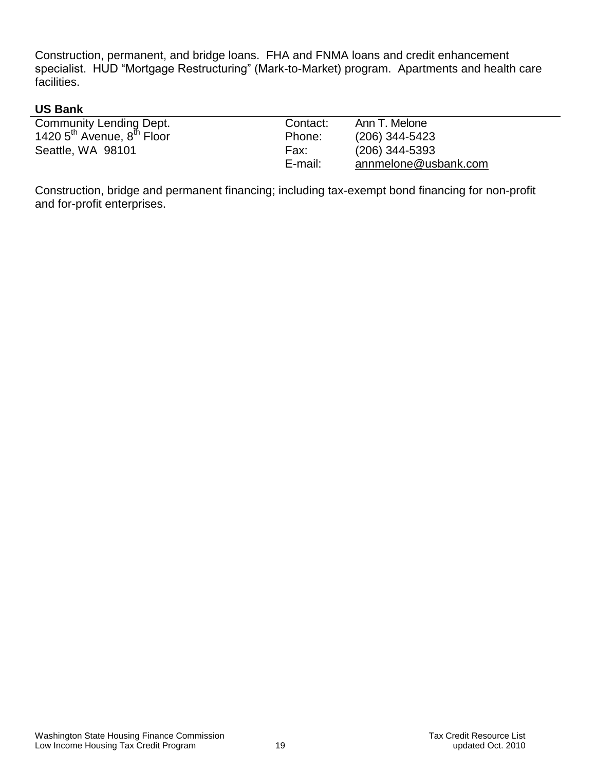Construction, permanent, and bridge loans. FHA and FNMA loans and credit enhancement specialist. HUD "Mortgage Restructuring" (Mark-to-Market) program. Apartments and health care facilities.

**US Bank**

| | | |
|---|---|---|
| Community Lending Dept. | Contact: | Ann T. Melone |
| 1420 5th Avenue, 8th Floor | Phone: | (206) 344-5423 |
| Seattle, WA 98101 | Fax: | (206) 344-5393 |
| | E-mail: | annmelone@usbank.com |

Construction, bridge and permanent financing; including tax-exempt bond financing for non-profit and for-profit enterprises.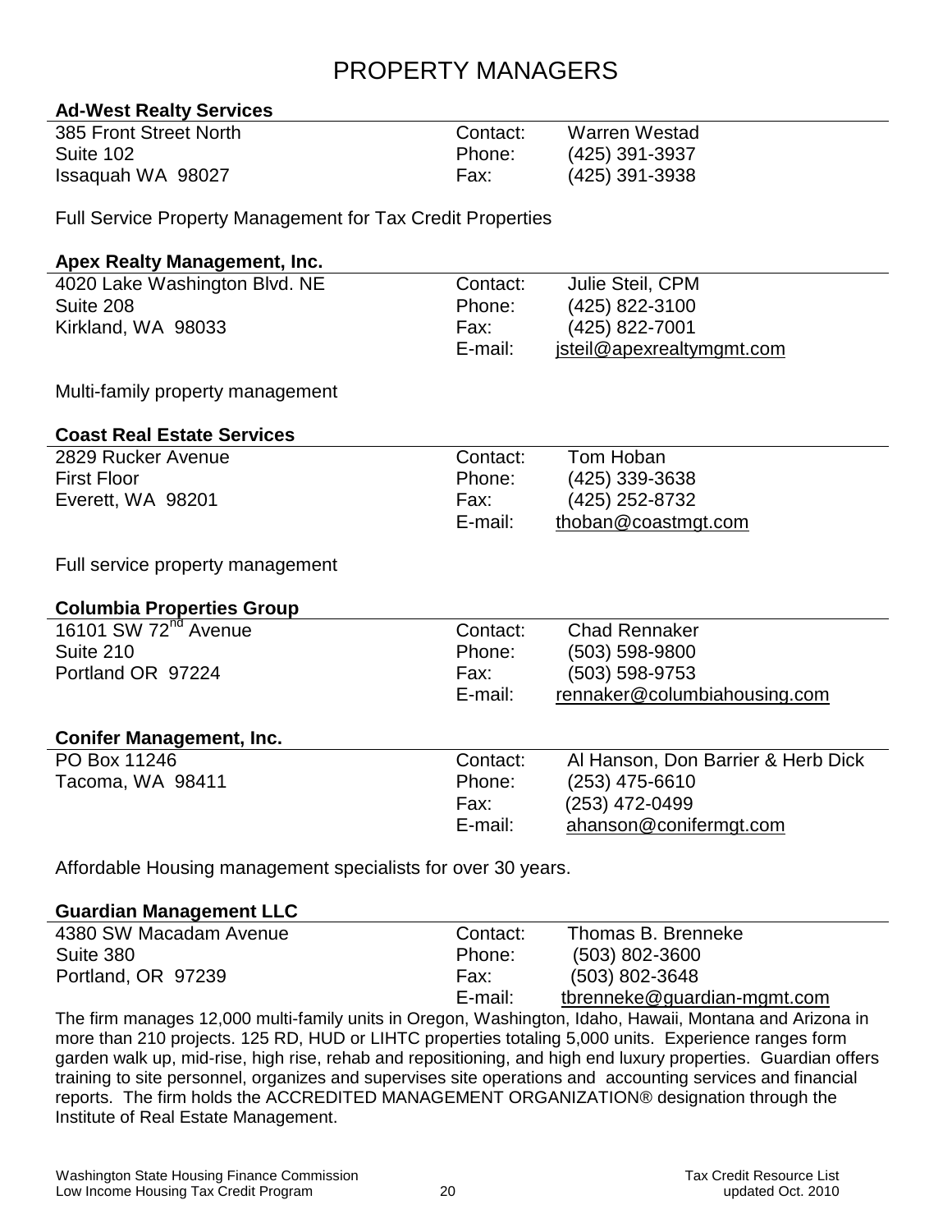# PROPERTY MANAGERS

### Ad-West Realty Services

| | | |
|---|---|---|
| 385 Front Street North | Contact: | Warren Westad |
| Suite 102 | Phone: | (425) 391-3937 |
| Issaquah WA 98027 | Fax: | (425) 391-3938 |

Full Service Property Management for Tax Credit Properties

### Apex Realty Management, Inc.

| | | |
|---|---|---|
| 4020 Lake Washington Blvd. NE | Contact: | Julie Steil, CPM |
| Suite 208 | Phone: | (425) 822-3100 |
| Kirkland, WA 98033 | Fax: | (425) 822-7001 |
| | E-mail: | jsteil@apexrealtymgmt.com |

Multi-family property management

### Coast Real Estate Services

| | | |
|---|---|---|
| 2829 Rucker Avenue | Contact: | Tom Hoban |
| First Floor | Phone: | (425) 339-3638 |
| Everett, WA 98201 | Fax: | (425) 252-8732 |
| | E-mail: | thoban@coastmgt.com |

Full service property management

### Columbia Properties Group

| | | |
|---|---|---|
| 16101 SW 72nd Avenue | Contact: | Chad Rennaker |
| Suite 210 | Phone: | (503) 598-9800 |
| Portland OR 97224 | Fax: | (503) 598-9753 |
| | E-mail: | rennaker@columbiahousing.com |

### Conifer Management, Inc.

| | | |
|---|---|---|
| PO Box 11246 | Contact: | Al Hanson, Don Barrier & Herb Dick |
| Tacoma, WA 98411 | Phone: | (253) 475-6610 |
| | Fax: | (253) 472-0499 |
| | E-mail: | ahanson@conifermgt.com |

Affordable Housing management specialists for over 30 years.

### Guardian Management LLC

| | | |
|---|---|---|
| 4380 SW Macadam Avenue | Contact: | Thomas B. Brenneke |
| Suite 380 | Phone: | (503) 802-3600 |
| Portland, OR 97239 | Fax: | (503) 802-3648 |
| | E-mail: | tbrenneke@guardian-mgmt.com |

The firm manages 12,000 multi-family units in Oregon, Washington, Idaho, Hawaii, Montana and Arizona in more than 210 projects. 125 RD, HUD or LIHTC properties totaling 5,000 units. Experience ranges form garden walk up, mid-rise, high rise, rehab and repositioning, and high end luxury properties. Guardian offers training to site personnel, organizes and supervises site operations and accounting services and financial reports. The firm holds the ACCREDITED MANAGEMENT ORGANIZATION® designation through the Institute of Real Estate Management.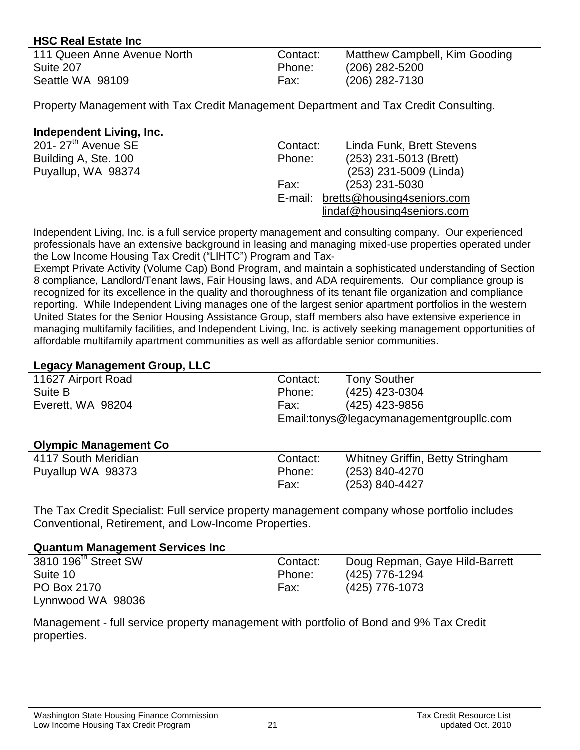### HSC Real Estate Inc

| | | |
|---|---|---|
| 111 Queen Anne Avenue North | Contact: | Matthew Campbell, Kim Gooding |
| Suite 207 | Phone: | (206) 282-5200 |
| Seattle WA 98109 | Fax: | (206) 282-7130 |

Property Management with Tax Credit Management Department and Tax Credit Consulting.

### Independent Living, Inc.

| | | |
|---|---|---|
| 201- 27th Avenue SE | Contact: | Linda Funk, Brett Stevens |
| Building A, Ste. 100 | Phone: | (253) 231-5013 (Brett) |
| Puyallup, WA 98374 | | (253) 231-5009 (Linda) |
| | Fax: | (253) 231-5030 |
| | E-mail: | bretts@housing4seniors.com |
| | | lindaf@housing4seniors.com |

Independent Living, Inc. is a full service property management and consulting company. Our experienced professionals have an extensive background in leasing and managing mixed-use properties operated under the Low Income Housing Tax Credit ("LIHTC") Program and Tax-Exempt Private Activity (Volume Cap) Bond Program, and maintain a sophisticated understanding of Section 8 compliance, Landlord/Tenant laws, Fair Housing laws, and ADA requirements. Our compliance group is recognized for its excellence in the quality and thoroughness of its tenant file organization and compliance reporting. While Independent Living manages one of the largest senior apartment portfolios in the western United States for the Senior Housing Assistance Group, staff members also have extensive experience in managing multifamily facilities, and Independent Living, Inc. is actively seeking management opportunities of affordable multifamily apartment communities as well as affordable senior communities.

### Legacy Management Group, LLC

| | | |
|---|---|---|
| 11627 Airport Road | Contact: | Tony Souther |
| Suite B | Phone: | (425) 423-0304 |
| Everett, WA 98204 | Fax: | (425) 423-9856 |
| | Email: | tonys@legacymanagementgroupllc.com |

### Olympic Management Co

| | | |
|---|---|---|
| 4117 South Meridian | Contact: | Whitney Griffin, Betty Stringham |
| Puyallup WA 98373 | Phone: | (253) 840-4270 |
| | Fax: | (253) 840-4427 |

The Tax Credit Specialist: Full service property management company whose portfolio includes Conventional, Retirement, and Low-Income Properties.

### Quantum Management Services Inc

| | | |
|---|---|---|
| 3810 196th Street SW | Contact: | Doug Repman, Gaye Hild-Barrett |
| Suite 10 | Phone: | (425) 776-1294 |
| PO Box 2170 | Fax: | (425) 776-1073 |
| Lynnwood WA 98036 | | |

Management - full service property management with portfolio of Bond and 9% Tax Credit properties.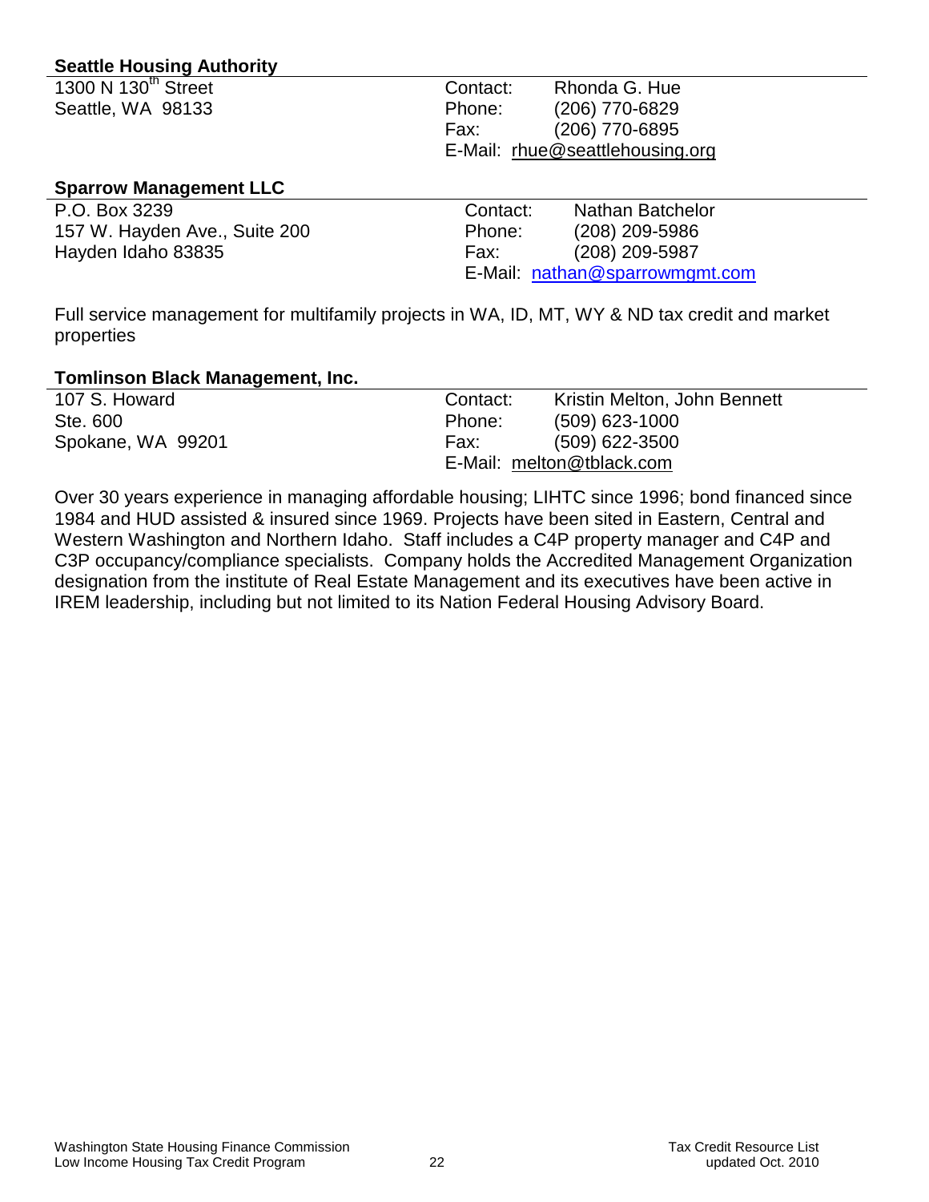### Seattle Housing Authority

1300 N 130th Street
Seattle, WA 98133

Contact: Rhonda G. Hue
Phone: (206) 770-6829
Fax: (206) 770-6895
E-Mail: rhue@seattlehousing.org

### Sparrow Management LLC

P.O. Box 3239
157 W. Hayden Ave., Suite 200
Hayden Idaho 83835

Contact: Nathan Batchelor
Phone: (208) 209-5986
Fax: (208) 209-5987
E-Mail: nathan@sparrowmgmt.com

Full service management for multifamily projects in WA, ID, MT, WY & ND tax credit and market properties

### Tomlinson Black Management, Inc.

107 S. Howard
Ste. 600
Spokane, WA 99201

Contact: Kristin Melton, John Bennett
Phone: (509) 623-1000
Fax: (509) 622-3500
E-Mail: melton@tblack.com

Over 30 years experience in managing affordable housing; LIHTC since 1996; bond financed since 1984 and HUD assisted & insured since 1969. Projects have been sited in Eastern, Central and Western Washington and Northern Idaho. Staff includes a C4P property manager and C4P and C3P occupancy/compliance specialists. Company holds the Accredited Management Organization designation from the institute of Real Estate Management and its executives have been active in IREM leadership, including but not limited to its Nation Federal Housing Advisory Board.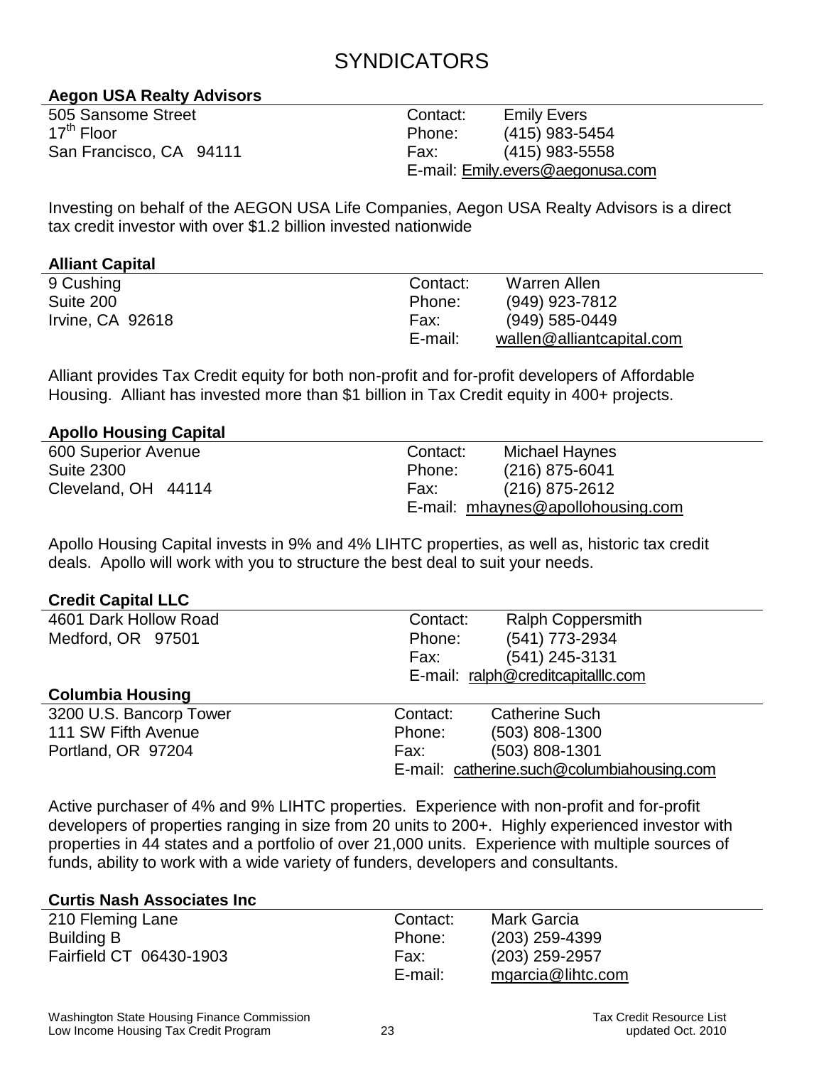# SYNDICATORS

**Aegon USA Realty Advisors**

505 Sansome Street
17th Floor
San Francisco, CA 94111

Contact: Emily Evers
Phone: (415) 983-5454
Fax: (415) 983-5558
E-mail: Emily.evers@aegonusa.com

Investing on behalf of the AEGON USA Life Companies, Aegon USA Realty Advisors is a direct tax credit investor with over $1.2 billion invested nationwide

**Alliant Capital**

9 Cushing
Suite 200
Irvine, CA 92618

Contact: Warren Allen
Phone: (949) 923-7812
Fax: (949) 585-0449
E-mail: wallen@alliantcapital.com

Alliant provides Tax Credit equity for both non-profit and for-profit developers of Affordable Housing. Alliant has invested more than $1 billion in Tax Credit equity in 400+ projects.

**Apollo Housing Capital**

600 Superior Avenue
Suite 2300
Cleveland, OH 44114

Contact: Michael Haynes
Phone: (216) 875-6041
Fax: (216) 875-2612
E-mail: mhaynes@apollohousing.com

Apollo Housing Capital invests in 9% and 4% LIHTC properties, as well as, historic tax credit deals. Apollo will work with you to structure the best deal to suit your needs.

**Credit Capital LLC**

4601 Dark Hollow Road
Medford, OR 97501

Contact: Ralph Coppersmith
Phone: (541) 773-2934
Fax: (541) 245-3131
E-mail: ralph@creditcapitalllc.com

**Columbia Housing**

3200 U.S. Bancorp Tower
111 SW Fifth Avenue
Portland, OR 97204

Contact: Catherine Such
Phone: (503) 808-1300
Fax: (503) 808-1301
E-mail: catherine.such@columbiahousing.com

Active purchaser of 4% and 9% LIHTC properties. Experience with non-profit and for-profit developers of properties ranging in size from 20 units to 200+. Highly experienced investor with properties in 44 states and a portfolio of over 21,000 units. Experience with multiple sources of funds, ability to work with a wide variety of funders, developers and consultants.

**Curtis Nash Associates Inc**

210 Fleming Lane
Building B
Fairfield CT 06430-1903

Contact: Mark Garcia
Phone: (203) 259-4399
Fax: (203) 259-2957
E-mail: mgarcia@lihtc.com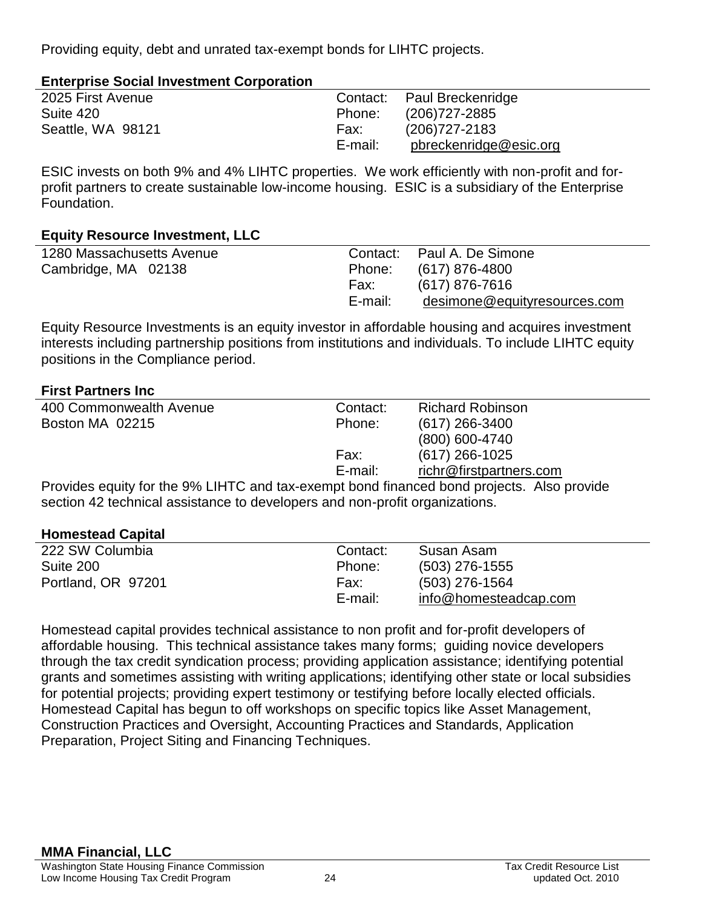Providing equity, debt and unrated tax-exempt bonds for LIHTC projects.

**Enterprise Social Investment Corporation**

| | | |
|---|---|---|
| 2025 First Avenue | Contact: | Paul Breckenridge |
| Suite 420 | Phone: | (206)727-2885 |
| Seattle, WA 98121 | Fax: | (206)727-2183 |
| | E-mail: | pbreckenridge@esic.org |

ESIC invests on both 9% and 4% LIHTC properties. We work efficiently with non-profit and for-profit partners to create sustainable low-income housing. ESIC is a subsidiary of the Enterprise Foundation.

**Equity Resource Investment, LLC**

| | | |
|---|---|---|
| 1280 Massachusetts Avenue | Contact: | Paul A. De Simone |
| Cambridge, MA 02138 | Phone: | (617) 876-4800 |
| | Fax: | (617) 876-7616 |
| | E-mail: | desimone@equityresources.com |

Equity Resource Investments is an equity investor in affordable housing and acquires investment interests including partnership positions from institutions and individuals. To include LIHTC equity positions in the Compliance period.

**First Partners Inc**

| | | |
|---|---|---|
| 400 Commonwealth Avenue | Contact: | Richard Robinson |
| Boston MA 02215 | Phone: | (617) 266-3400 |
| | | (800) 600-4740 |
| | Fax: | (617) 266-1025 |
| | E-mail: | richr@firstpartners.com |

Provides equity for the 9% LIHTC and tax-exempt bond financed bond projects. Also provide section 42 technical assistance to developers and non-profit organizations.

**Homestead Capital**

| | | |
|---|---|---|
| 222 SW Columbia | Contact: | Susan Asam |
| Suite 200 | Phone: | (503) 276-1555 |
| Portland, OR 97201 | Fax: | (503) 276-1564 |
| | E-mail: | info@homesteadcap.com |

Homestead capital provides technical assistance to non profit and for-profit developers of affordable housing. This technical assistance takes many forms; guiding novice developers through the tax credit syndication process; providing application assistance; identifying potential grants and sometimes assisting with writing applications; identifying other state or local subsidies for potential projects; providing expert testimony or testifying before locally elected officials. Homestead Capital has begun to off workshops on specific topics like Asset Management, Construction Practices and Oversight, Accounting Practices and Standards, Application Preparation, Project Siting and Financing Techniques.

**MMA Financial, LLC**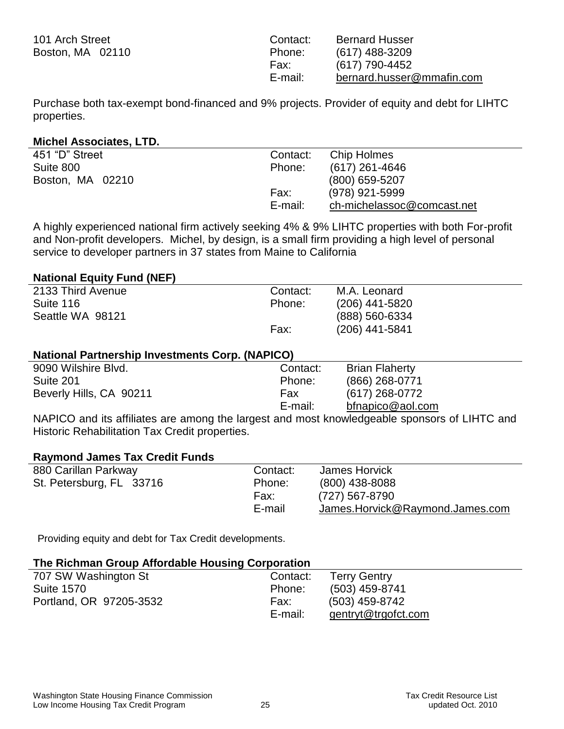101 Arch Street
Boston, MA 02110

Contact: Bernard Husser
Phone: (617) 488-3209
Fax: (617) 790-4452
E-mail: bernard.husser@mmafin.com

Purchase both tax-exempt bond-financed and 9% projects. Provider of equity and debt for LIHTC properties.

### Michel Associates, LTD.

451 "D" Street
Suite 800
Boston, MA 02210

Contact: Chip Holmes
Phone: (617) 261-4646
(800) 659-5207
Fax: (978) 921-5999
E-mail: ch-michelassoc@comcast.net

A highly experienced national firm actively seeking 4% & 9% LIHTC properties with both For-profit and Non-profit developers. Michel, by design, is a small firm providing a high level of personal service to developer partners in 37 states from Maine to California

### National Equity Fund (NEF)

2133 Third Avenue
Suite 116
Seattle WA 98121

Contact: M.A. Leonard
Phone: (206) 441-5820
(888) 560-6334
Fax: (206) 441-5841

### National Partnership Investments Corp. (NAPICO)

9090 Wilshire Blvd.
Suite 201
Beverly Hills, CA 90211

Contact: Brian Flaherty
Phone: (866) 268-0771
Fax (617) 268-0772
E-mail: bfnapico@aol.com

NAPICO and its affiliates are among the largest and most knowledgeable sponsors of LIHTC and Historic Rehabilitation Tax Credit properties.

### Raymond James Tax Credit Funds

880 Carillan Parkway
St. Petersburg, FL 33716

Contact: James Horvick
Phone: (800) 438-8088
Fax: (727) 567-8790
E-mail James.Horvick@Raymond.James.com

Providing equity and debt for Tax Credit developments.

### The Richman Group Affordable Housing Corporation

707 SW Washington St
Suite 1570
Portland, OR 97205-3532

Contact: Terry Gentry
Phone: (503) 459-8741
Fax: (503) 459-8742
E-mail: gentryt@trgofct.com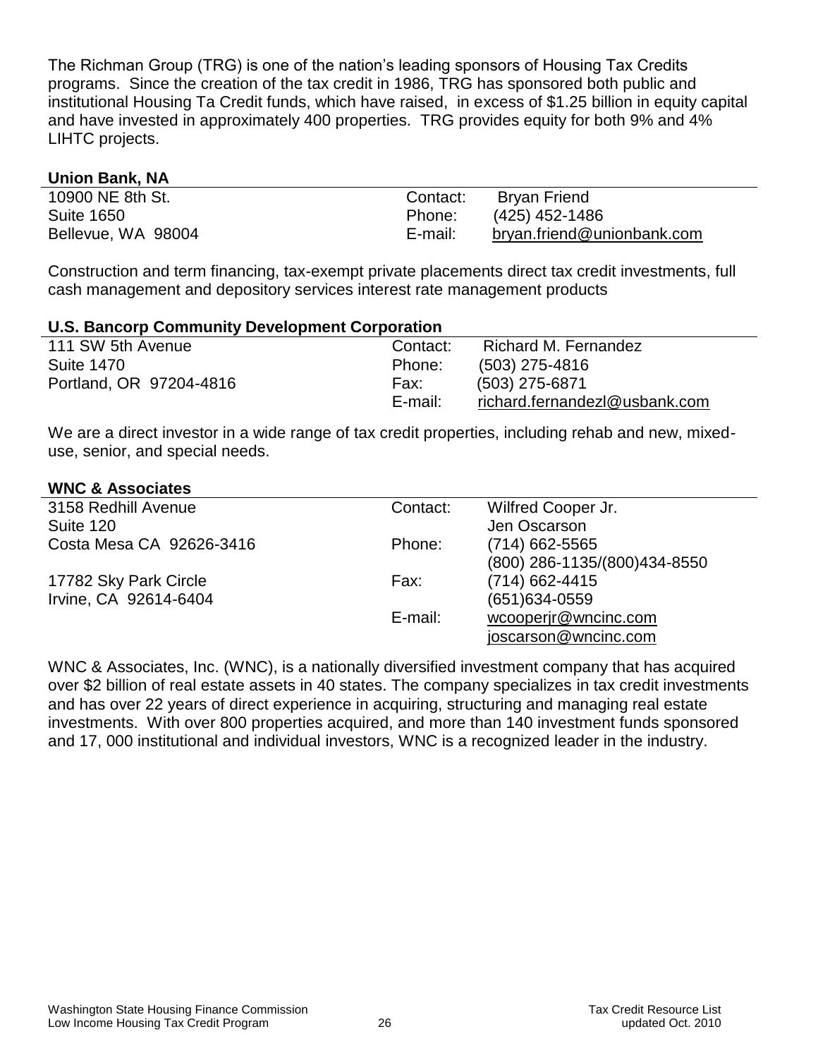The Richman Group (TRG) is one of the nation's leading sponsors of Housing Tax Credits programs. Since the creation of the tax credit in 1986, TRG has sponsored both public and institutional Housing Ta Credit funds, which have raised, in excess of $1.25 billion in equity capital and have invested in approximately 400 properties. TRG provides equity for both 9% and 4% LIHTC projects.

**Union Bank, NA**

| | | |
|---|---|---|
| 10900 NE 8th St. | Contact: | Bryan Friend |
| Suite 1650 | Phone: | (425) 452-1486 |
| Bellevue, WA 98004 | E-mail: | bryan.friend@unionbank.com |

Construction and term financing, tax-exempt private placements direct tax credit investments, full cash management and depository services interest rate management products

**U.S. Bancorp Community Development Corporation**

| | | |
|---|---|---|
| 111 SW 5th Avenue | Contact: | Richard M. Fernandez |
| Suite 1470 | Phone: | (503) 275-4816 |
| Portland, OR 97204-4816 | Fax: | (503) 275-6871 |
| | E-mail: | richard.fernandezl@usbank.com |

We are a direct investor in a wide range of tax credit properties, including rehab and new, mixed-use, senior, and special needs.

**WNC & Associates**

| | | |
|---|---|---|
| 3158 Redhill Avenue | Contact: | Wilfred Cooper Jr. |
| Suite 120 | | Jen Oscarson |
| Costa Mesa CA 92626-3416 | Phone: | (714) 662-5565 |
| | | (800) 286-1135/(800)434-8550 |
| 17782 Sky Park Circle | Fax: | (714) 662-4415 |
| Irvine, CA 92614-6404 | | (651)634-0559 |
| | E-mail: | wcooperjr@wncinc.com |
| | | joscarson@wncinc.com |

WNC & Associates, Inc. (WNC), is a nationally diversified investment company that has acquired over $2 billion of real estate assets in 40 states. The company specializes in tax credit investments and has over 22 years of direct experience in acquiring, structuring and managing real estate investments. With over 800 properties acquired, and more than 140 investment funds sponsored and 17, 000 institutional and individual investors, WNC is a recognized leader in the industry.